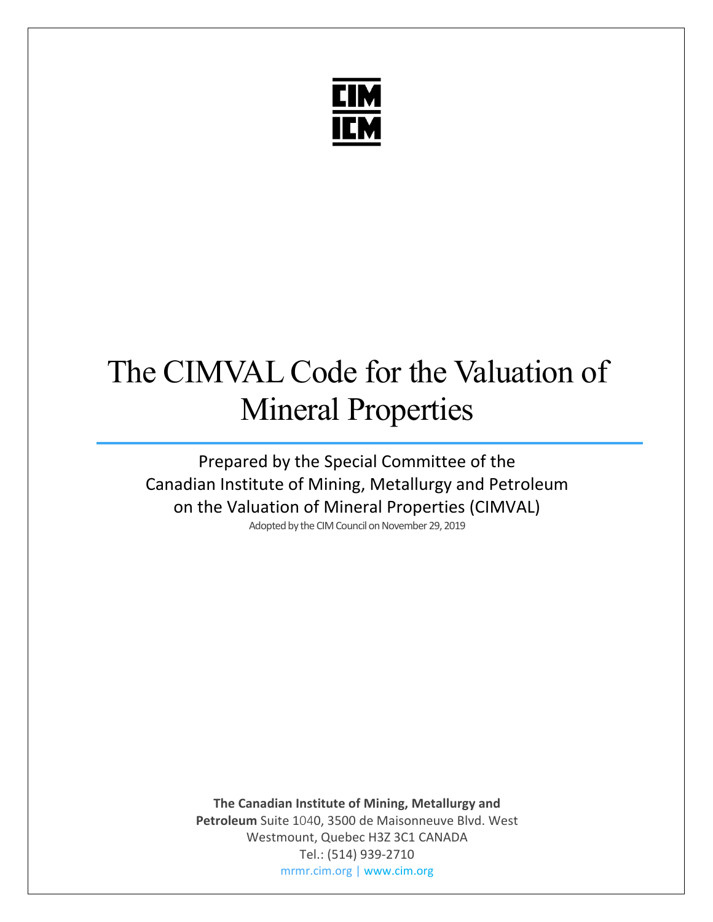CIM
ICM

# The CIMVAL Code for the Valuation of Mineral Properties

Prepared by the Special Committee of the
Canadian Institute of Mining, Metallurgy and Petroleum
on the Valuation of Mineral Properties (CIMVAL)

Adopted by the CIM Council on November 29, 2019

**The Canadian Institute of Mining, Metallurgy and Petroleum** Suite 1040, 3500 de Maisonneuve Blvd. West
Westmount, Quebec H3Z 3C1 CANADA
Tel.: (514) 939-2710
mrmr.cim.org | www.cim.org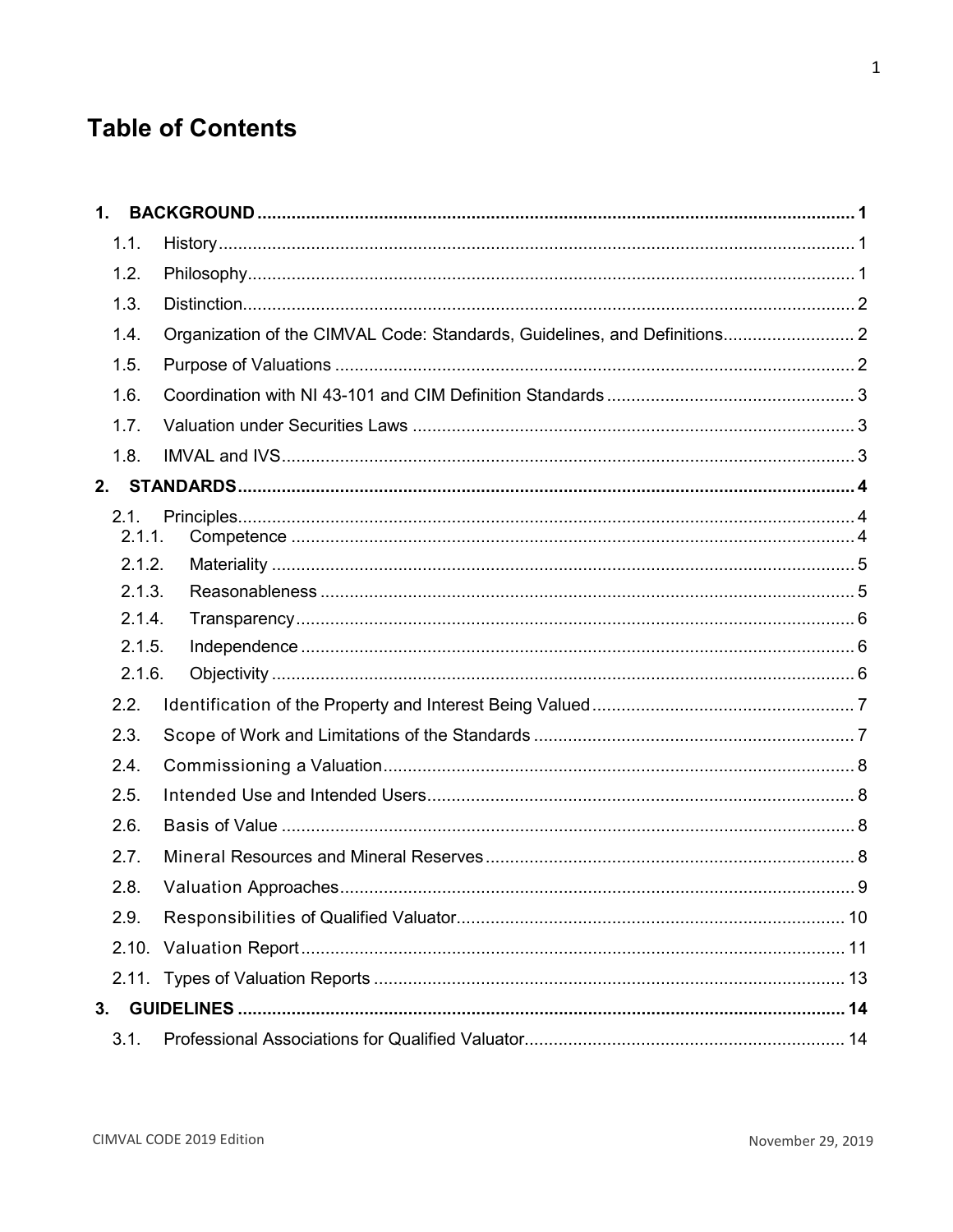# Table of Contents

- **1. BACKGROUND** ..... **1**
  - 1.1. History ..... 1
  - 1.2. Philosophy ..... 1
  - 1.3. Distinction ..... 2
  - 1.4. Organization of the CIMVAL Code: Standards, Guidelines, and Definitions ..... 2
  - 1.5. Purpose of Valuations ..... 2
  - 1.6. Coordination with NI 43-101 and CIM Definition Standards ..... 3
  - 1.7. Valuation under Securities Laws ..... 3
  - 1.8. IMVAL and IVS ..... 3
- **2. STANDARDS** ..... **4**
  - 2.1. Principles ..... 4
    - 2.1.1. Competence ..... 4
    - 2.1.2. Materiality ..... 5
    - 2.1.3. Reasonableness ..... 5
    - 2.1.4. Transparency ..... 6
    - 2.1.5. Independence ..... 6
    - 2.1.6. Objectivity ..... 6
  - 2.2. Identification of the Property and Interest Being Valued ..... 7
  - 2.3. Scope of Work and Limitations of the Standards ..... 7
  - 2.4. Commissioning a Valuation ..... 8
  - 2.5. Intended Use and Intended Users ..... 8
  - 2.6. Basis of Value ..... 8
  - 2.7. Mineral Resources and Mineral Reserves ..... 8
  - 2.8. Valuation Approaches ..... 9
  - 2.9. Responsibilities of Qualified Valuator ..... 10
  - 2.10. Valuation Report ..... 11
  - 2.11. Types of Valuation Reports ..... 13
- **3. GUIDELINES** ..... **14**
  - 3.1. Professional Associations for Qualified Valuator ..... 14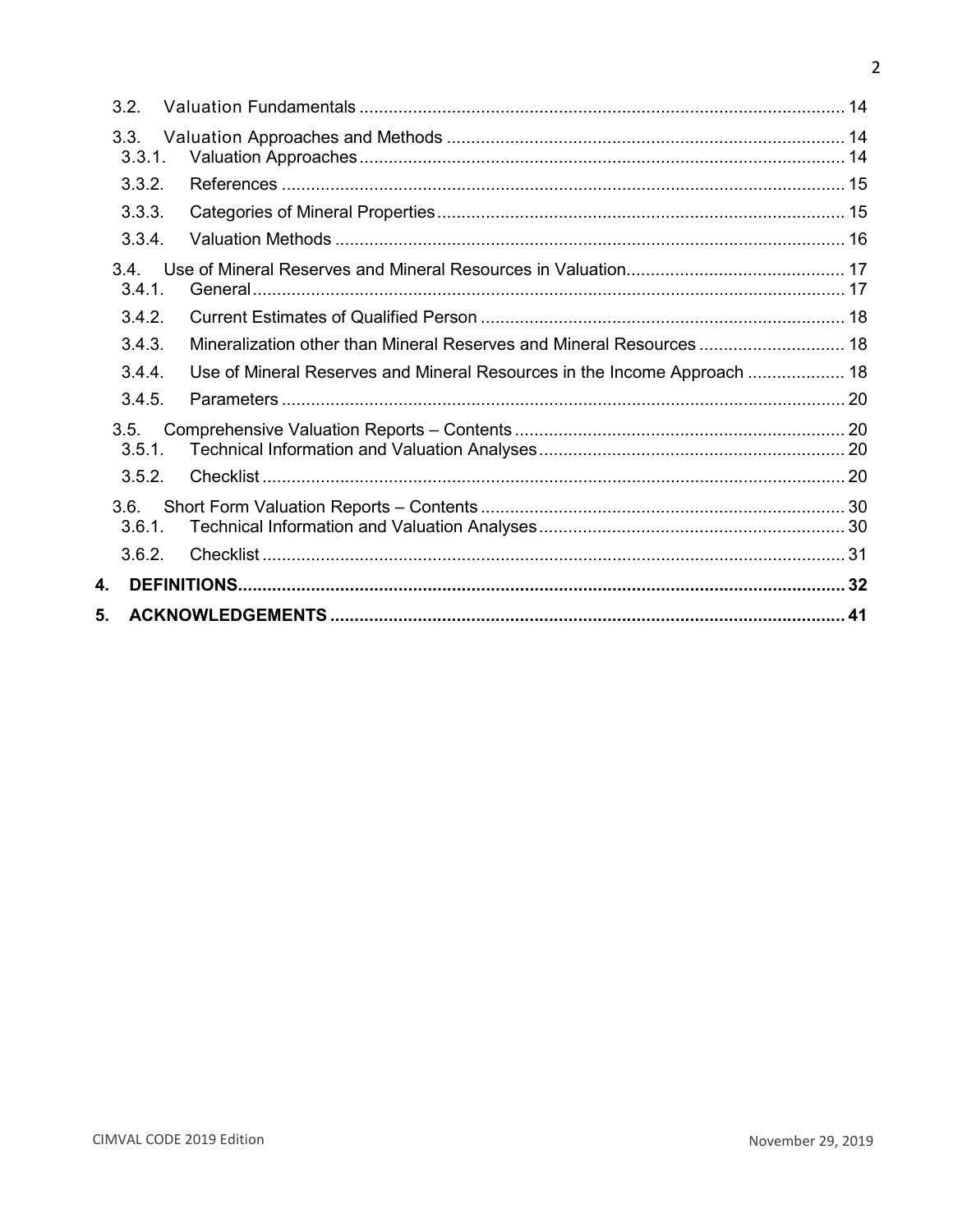3.2. Valuation Fundamentals ........................................................................................................ 14

3.3. Valuation Approaches and Methods ....................................................................................... 14

3.3.1. Valuation Approaches ....................................................................................................... 14

3.3.2. References ........................................................................................................................ 15

3.3.3. Categories of Mineral Properties ....................................................................................... 15

3.3.4. Valuation Methods ............................................................................................................ 16

3.4. Use of Mineral Reserves and Mineral Resources in Valuation ............................................. 17

3.4.1. General .............................................................................................................................. 17

3.4.2. Current Estimates of Qualified Person .............................................................................. 18

3.4.3. Mineralization other than Mineral Reserves and Mineral Resources ............................... 18

3.4.4. Use of Mineral Reserves and Mineral Resources in the Income Approach ..................... 18

3.4.5. Parameters ........................................................................................................................ 20

3.5. Comprehensive Valuation Reports – Contents ..................................................................... 20

3.5.1. Technical Information and Valuation Analyses ................................................................. 20

3.5.2. Checklist ............................................................................................................................ 20

3.6. Short Form Valuation Reports – Contents ............................................................................ 30

3.6.1. Technical Information and Valuation Analyses ................................................................. 30

3.6.2. Checklist ............................................................................................................................ 31

**4. DEFINITIONS ........................................................................................................................ 32**

**5. ACKNOWLEDGEMENTS ...................................................................................................... 41**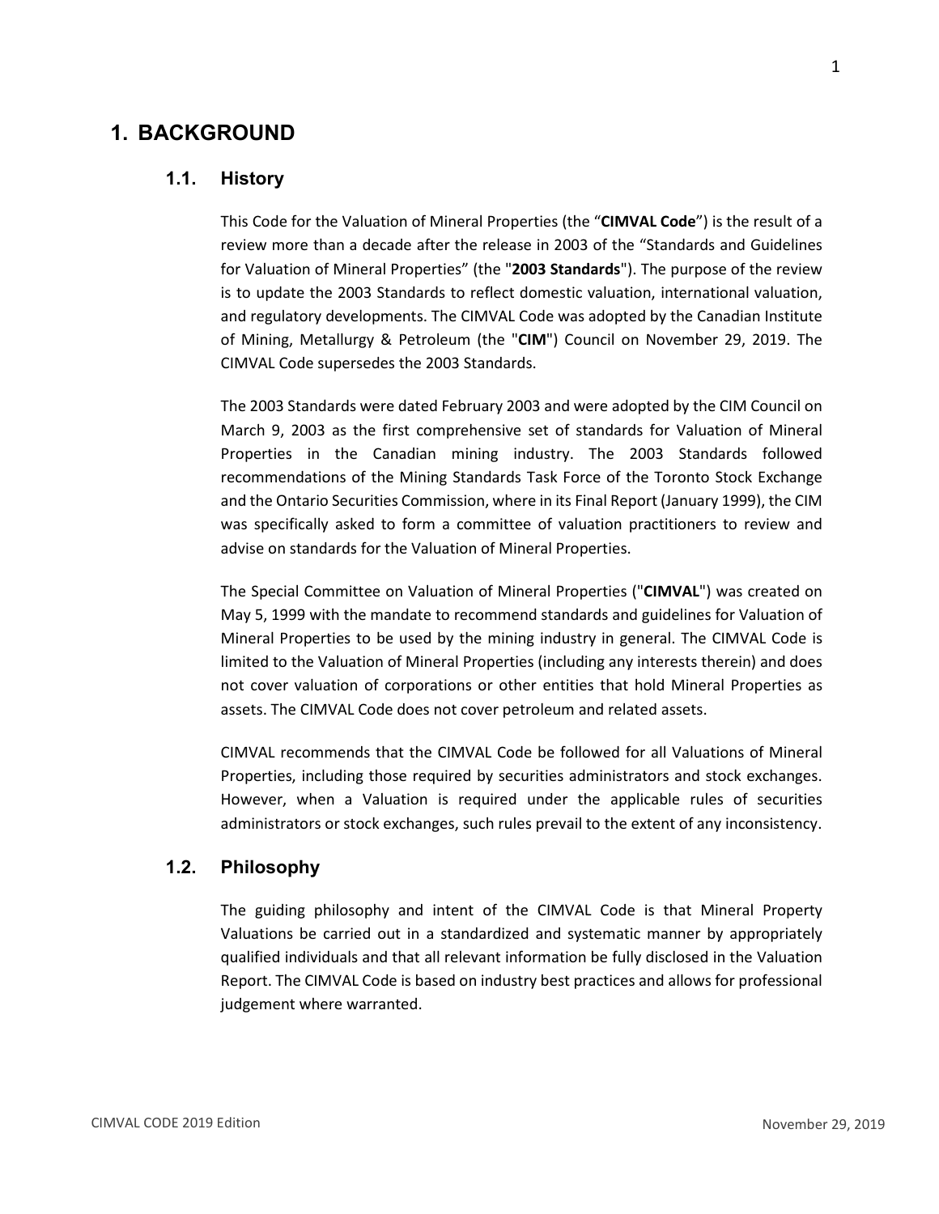# 1. BACKGROUND

## 1.1. History

This Code for the Valuation of Mineral Properties (the "**CIMVAL Code**") is the result of a review more than a decade after the release in 2003 of the "Standards and Guidelines for Valuation of Mineral Properties" (the "**2003 Standards**"). The purpose of the review is to update the 2003 Standards to reflect domestic valuation, international valuation, and regulatory developments. The CIMVAL Code was adopted by the Canadian Institute of Mining, Metallurgy & Petroleum (the "**CIM**") Council on November 29, 2019. The CIMVAL Code supersedes the 2003 Standards.

The 2003 Standards were dated February 2003 and were adopted by the CIM Council on March 9, 2003 as the first comprehensive set of standards for Valuation of Mineral Properties in the Canadian mining industry. The 2003 Standards followed recommendations of the Mining Standards Task Force of the Toronto Stock Exchange and the Ontario Securities Commission, where in its Final Report (January 1999), the CIM was specifically asked to form a committee of valuation practitioners to review and advise on standards for the Valuation of Mineral Properties.

The Special Committee on Valuation of Mineral Properties ("**CIMVAL**") was created on May 5, 1999 with the mandate to recommend standards and guidelines for Valuation of Mineral Properties to be used by the mining industry in general. The CIMVAL Code is limited to the Valuation of Mineral Properties (including any interests therein) and does not cover valuation of corporations or other entities that hold Mineral Properties as assets. The CIMVAL Code does not cover petroleum and related assets.

CIMVAL recommends that the CIMVAL Code be followed for all Valuations of Mineral Properties, including those required by securities administrators and stock exchanges. However, when a Valuation is required under the applicable rules of securities administrators or stock exchanges, such rules prevail to the extent of any inconsistency.

## 1.2. Philosophy

The guiding philosophy and intent of the CIMVAL Code is that Mineral Property Valuations be carried out in a standardized and systematic manner by appropriately qualified individuals and that all relevant information be fully disclosed in the Valuation Report. The CIMVAL Code is based on industry best practices and allows for professional judgement where warranted.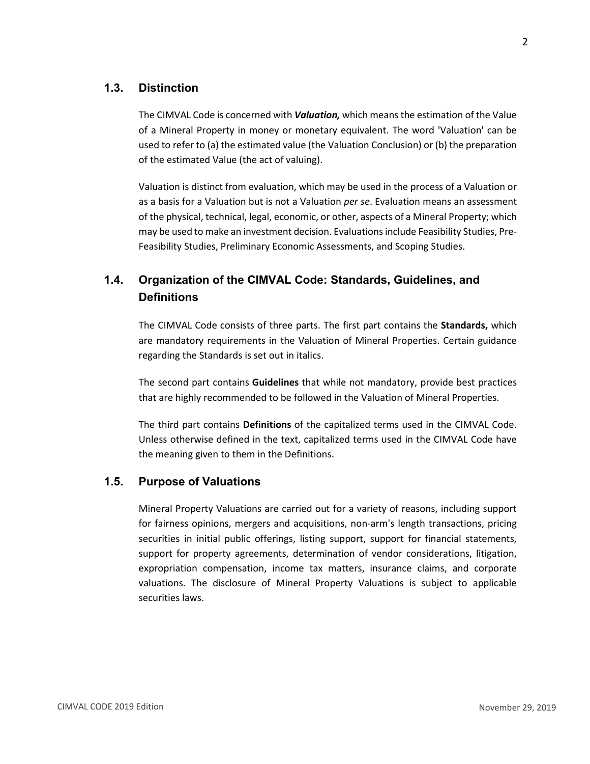## 1.3. Distinction

The CIMVAL Code is concerned with ***Valuation,*** which means the estimation of the Value of a Mineral Property in money or monetary equivalent. The word 'Valuation' can be used to refer to (a) the estimated value (the Valuation Conclusion) or (b) the preparation of the estimated Value (the act of valuing).

Valuation is distinct from evaluation, which may be used in the process of a Valuation or as a basis for a Valuation but is not a Valuation *per se*. Evaluation means an assessment of the physical, technical, legal, economic, or other, aspects of a Mineral Property; which may be used to make an investment decision. Evaluations include Feasibility Studies, Pre-Feasibility Studies, Preliminary Economic Assessments, and Scoping Studies.

## 1.4. Organization of the CIMVAL Code: Standards, Guidelines, and Definitions

The CIMVAL Code consists of three parts. The first part contains the **Standards,** which are mandatory requirements in the Valuation of Mineral Properties. Certain guidance regarding the Standards is set out in italics.

The second part contains **Guidelines** that while not mandatory, provide best practices that are highly recommended to be followed in the Valuation of Mineral Properties.

The third part contains **Definitions** of the capitalized terms used in the CIMVAL Code. Unless otherwise defined in the text, capitalized terms used in the CIMVAL Code have the meaning given to them in the Definitions.

## 1.5. Purpose of Valuations

Mineral Property Valuations are carried out for a variety of reasons, including support for fairness opinions, mergers and acquisitions, non-arm's length transactions, pricing securities in initial public offerings, listing support, support for financial statements, support for property agreements, determination of vendor considerations, litigation, expropriation compensation, income tax matters, insurance claims, and corporate valuations. The disclosure of Mineral Property Valuations is subject to applicable securities laws.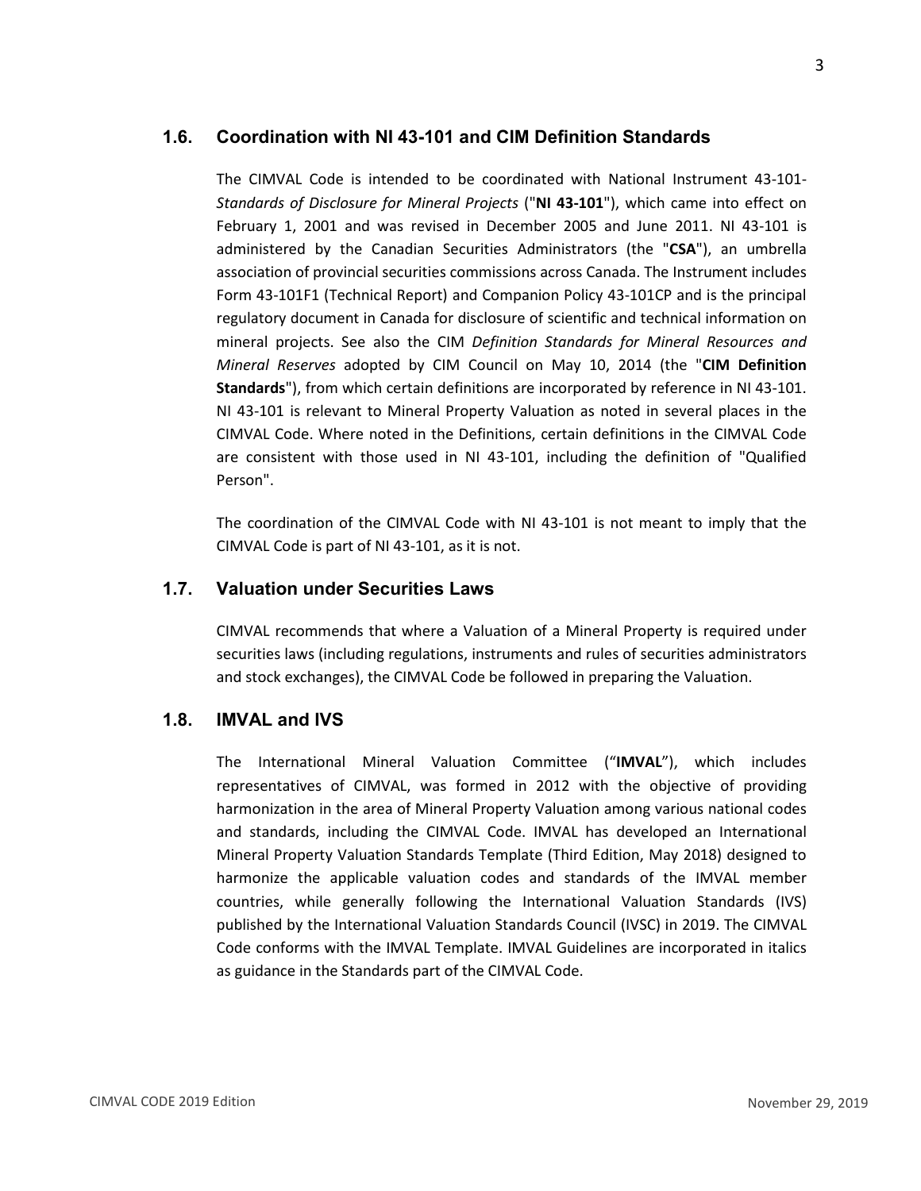## 1.6. Coordination with NI 43-101 and CIM Definition Standards

The CIMVAL Code is intended to be coordinated with National Instrument 43-101-*Standards of Disclosure for Mineral Projects* ("**NI 43-101**"), which came into effect on February 1, 2001 and was revised in December 2005 and June 2011. NI 43-101 is administered by the Canadian Securities Administrators (the "**CSA**"), an umbrella association of provincial securities commissions across Canada. The Instrument includes Form 43-101F1 (Technical Report) and Companion Policy 43-101CP and is the principal regulatory document in Canada for disclosure of scientific and technical information on mineral projects. See also the CIM *Definition Standards for Mineral Resources and Mineral Reserves* adopted by CIM Council on May 10, 2014 (the "**CIM Definition Standards**"), from which certain definitions are incorporated by reference in NI 43-101. NI 43-101 is relevant to Mineral Property Valuation as noted in several places in the CIMVAL Code. Where noted in the Definitions, certain definitions in the CIMVAL Code are consistent with those used in NI 43-101, including the definition of "Qualified Person".

The coordination of the CIMVAL Code with NI 43-101 is not meant to imply that the CIMVAL Code is part of NI 43-101, as it is not.

## 1.7. Valuation under Securities Laws

CIMVAL recommends that where a Valuation of a Mineral Property is required under securities laws (including regulations, instruments and rules of securities administrators and stock exchanges), the CIMVAL Code be followed in preparing the Valuation.

## 1.8. IMVAL and IVS

The International Mineral Valuation Committee ("**IMVAL**"), which includes representatives of CIMVAL, was formed in 2012 with the objective of providing harmonization in the area of Mineral Property Valuation among various national codes and standards, including the CIMVAL Code. IMVAL has developed an International Mineral Property Valuation Standards Template (Third Edition, May 2018) designed to harmonize the applicable valuation codes and standards of the IMVAL member countries, while generally following the International Valuation Standards (IVS) published by the International Valuation Standards Council (IVSC) in 2019. The CIMVAL Code conforms with the IMVAL Template. IMVAL Guidelines are incorporated in italics as guidance in the Standards part of the CIMVAL Code.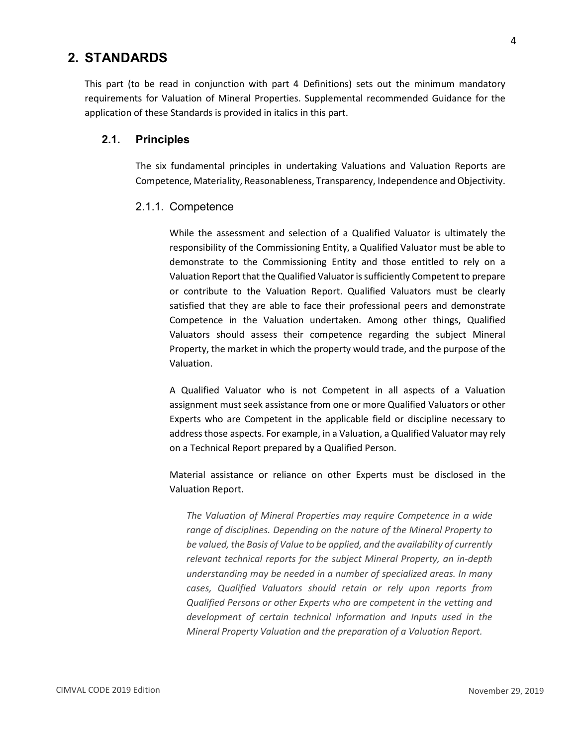# 2. STANDARDS

This part (to be read in conjunction with part 4 Definitions) sets out the minimum mandatory requirements for Valuation of Mineral Properties. Supplemental recommended Guidance for the application of these Standards is provided in italics in this part.

## 2.1. Principles

The six fundamental principles in undertaking Valuations and Valuation Reports are Competence, Materiality, Reasonableness, Transparency, Independence and Objectivity.

### 2.1.1. Competence

While the assessment and selection of a Qualified Valuator is ultimately the responsibility of the Commissioning Entity, a Qualified Valuator must be able to demonstrate to the Commissioning Entity and those entitled to rely on a Valuation Report that the Qualified Valuator is sufficiently Competent to prepare or contribute to the Valuation Report. Qualified Valuators must be clearly satisfied that they are able to face their professional peers and demonstrate Competence in the Valuation undertaken. Among other things, Qualified Valuators should assess their competence regarding the subject Mineral Property, the market in which the property would trade, and the purpose of the Valuation.

A Qualified Valuator who is not Competent in all aspects of a Valuation assignment must seek assistance from one or more Qualified Valuators or other Experts who are Competent in the applicable field or discipline necessary to address those aspects. For example, in a Valuation, a Qualified Valuator may rely on a Technical Report prepared by a Qualified Person.

Material assistance or reliance on other Experts must be disclosed in the Valuation Report.

*The Valuation of Mineral Properties may require Competence in a wide range of disciplines. Depending on the nature of the Mineral Property to be valued, the Basis of Value to be applied, and the availability of currently relevant technical reports for the subject Mineral Property, an in-depth understanding may be needed in a number of specialized areas. In many cases, Qualified Valuators should retain or rely upon reports from Qualified Persons or other Experts who are competent in the vetting and development of certain technical information and Inputs used in the Mineral Property Valuation and the preparation of a Valuation Report.*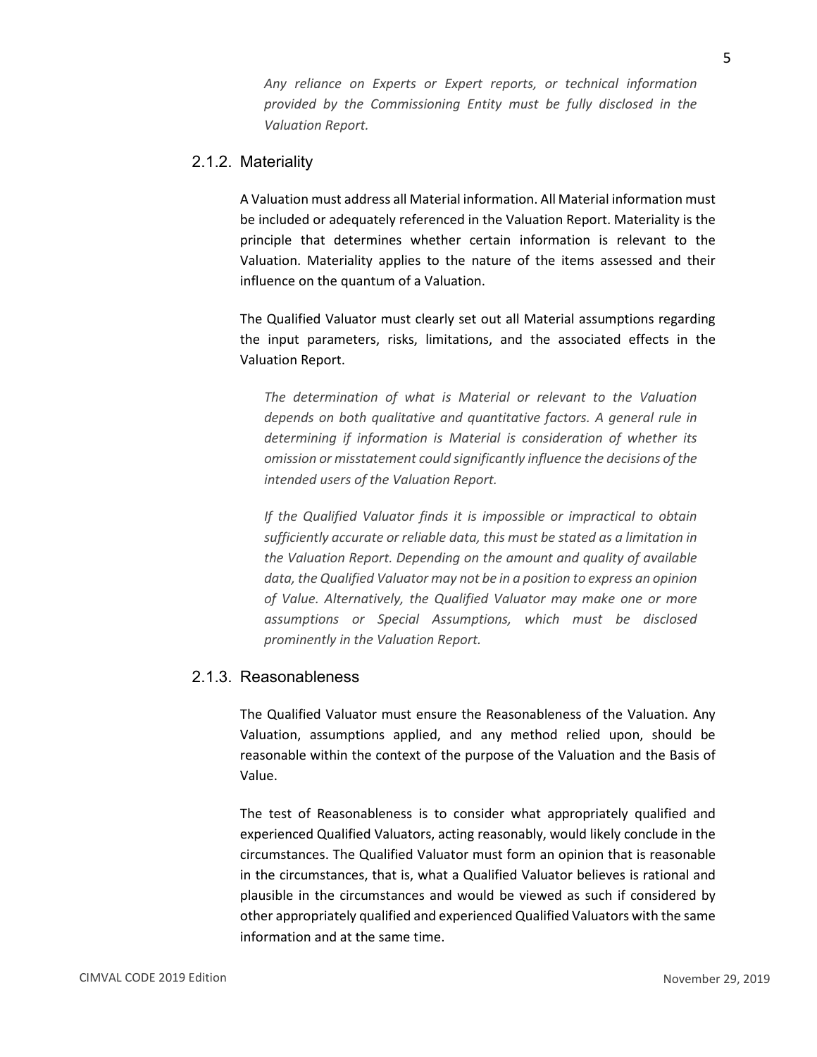*Any reliance on Experts or Expert reports, or technical information provided by the Commissioning Entity must be fully disclosed in the Valuation Report.*

### 2.1.2. Materiality

A Valuation must address all Material information. All Material information must be included or adequately referenced in the Valuation Report. Materiality is the principle that determines whether certain information is relevant to the Valuation. Materiality applies to the nature of the items assessed and their influence on the quantum of a Valuation.

The Qualified Valuator must clearly set out all Material assumptions regarding the input parameters, risks, limitations, and the associated effects in the Valuation Report.

*The determination of what is Material or relevant to the Valuation depends on both qualitative and quantitative factors. A general rule in determining if information is Material is consideration of whether its omission or misstatement could significantly influence the decisions of the intended users of the Valuation Report.*

*If the Qualified Valuator finds it is impossible or impractical to obtain sufficiently accurate or reliable data, this must be stated as a limitation in the Valuation Report. Depending on the amount and quality of available data, the Qualified Valuator may not be in a position to express an opinion of Value. Alternatively, the Qualified Valuator may make one or more assumptions or Special Assumptions, which must be disclosed prominently in the Valuation Report.*

### 2.1.3. Reasonableness

The Qualified Valuator must ensure the Reasonableness of the Valuation. Any Valuation, assumptions applied, and any method relied upon, should be reasonable within the context of the purpose of the Valuation and the Basis of Value.

The test of Reasonableness is to consider what appropriately qualified and experienced Qualified Valuators, acting reasonably, would likely conclude in the circumstances. The Qualified Valuator must form an opinion that is reasonable in the circumstances, that is, what a Qualified Valuator believes is rational and plausible in the circumstances and would be viewed as such if considered by other appropriately qualified and experienced Qualified Valuators with the same information and at the same time.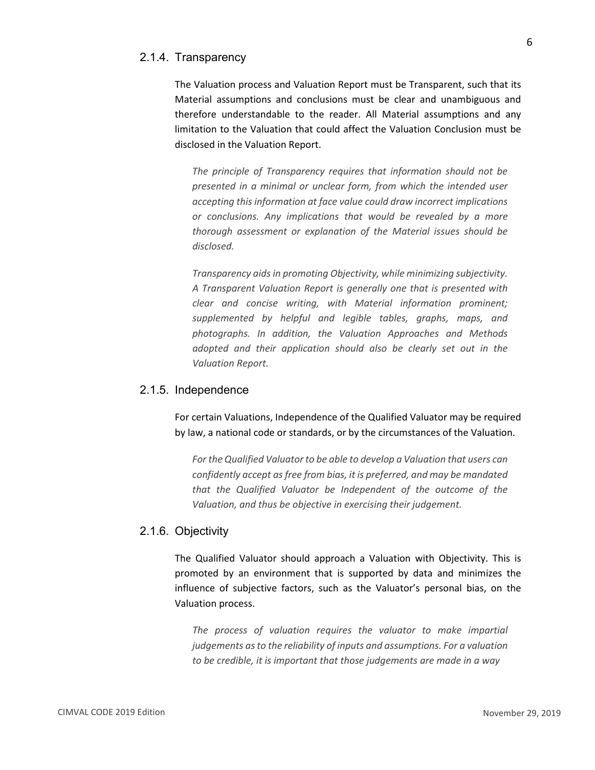### 2.1.4. Transparency

The Valuation process and Valuation Report must be Transparent, such that its Material assumptions and conclusions must be clear and unambiguous and therefore understandable to the reader. All Material assumptions and any limitation to the Valuation that could affect the Valuation Conclusion must be disclosed in the Valuation Report.

*The principle of Transparency requires that information should not be presented in a minimal or unclear form, from which the intended user accepting this information at face value could draw incorrect implications or conclusions. Any implications that would be revealed by a more thorough assessment or explanation of the Material issues should be disclosed.*

*Transparency aids in promoting Objectivity, while minimizing subjectivity. A Transparent Valuation Report is generally one that is presented with clear and concise writing, with Material information prominent; supplemented by helpful and legible tables, graphs, maps, and photographs. In addition, the Valuation Approaches and Methods adopted and their application should also be clearly set out in the Valuation Report.*

### 2.1.5. Independence

For certain Valuations, Independence of the Qualified Valuator may be required by law, a national code or standards, or by the circumstances of the Valuation.

*For the Qualified Valuator to be able to develop a Valuation that users can confidently accept as free from bias, it is preferred, and may be mandated that the Qualified Valuator be Independent of the outcome of the Valuation, and thus be objective in exercising their judgement.*

### 2.1.6. Objectivity

The Qualified Valuator should approach a Valuation with Objectivity. This is promoted by an environment that is supported by data and minimizes the influence of subjective factors, such as the Valuator's personal bias, on the Valuation process.

*The process of valuation requires the valuator to make impartial judgements as to the reliability of inputs and assumptions. For a valuation to be credible, it is important that those judgements are made in a way*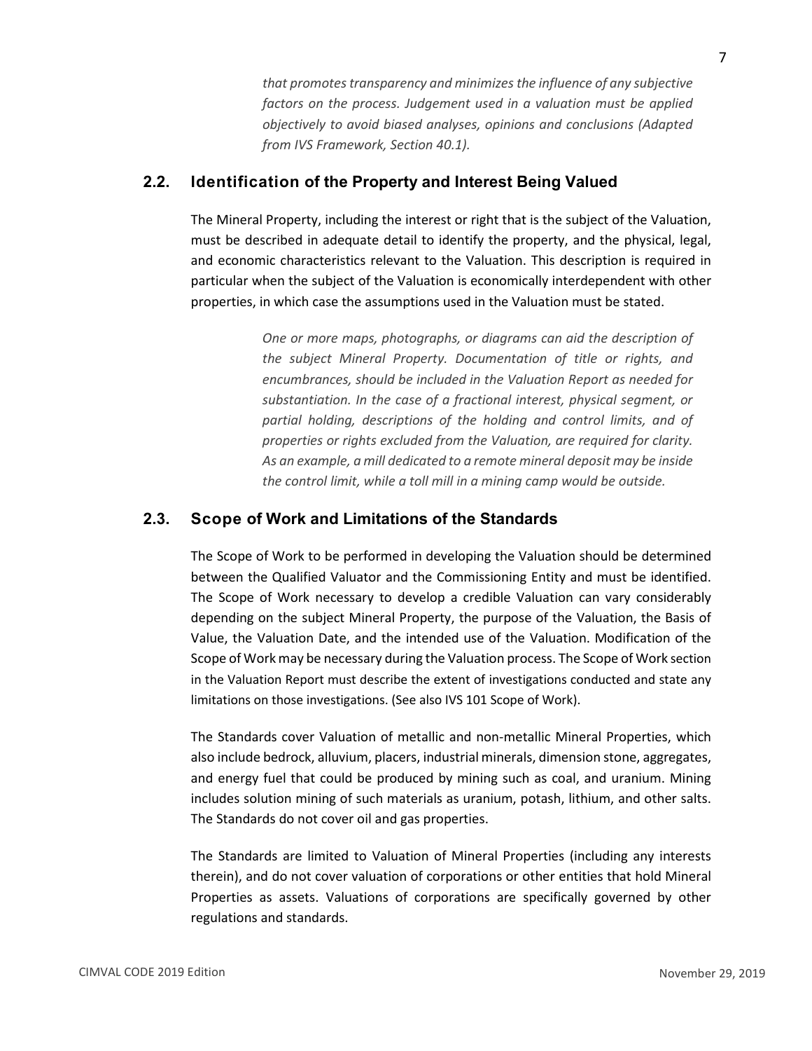*that promotes transparency and minimizes the influence of any subjective factors on the process. Judgement used in a valuation must be applied objectively to avoid biased analyses, opinions and conclusions (Adapted from IVS Framework, Section 40.1).*

## 2.2. Identification of the Property and Interest Being Valued

The Mineral Property, including the interest or right that is the subject of the Valuation, must be described in adequate detail to identify the property, and the physical, legal, and economic characteristics relevant to the Valuation. This description is required in particular when the subject of the Valuation is economically interdependent with other properties, in which case the assumptions used in the Valuation must be stated.

*One or more maps, photographs, or diagrams can aid the description of the subject Mineral Property. Documentation of title or rights, and encumbrances, should be included in the Valuation Report as needed for substantiation. In the case of a fractional interest, physical segment, or partial holding, descriptions of the holding and control limits, and of properties or rights excluded from the Valuation, are required for clarity. As an example, a mill dedicated to a remote mineral deposit may be inside the control limit, while a toll mill in a mining camp would be outside.*

## 2.3. Scope of Work and Limitations of the Standards

The Scope of Work to be performed in developing the Valuation should be determined between the Qualified Valuator and the Commissioning Entity and must be identified. The Scope of Work necessary to develop a credible Valuation can vary considerably depending on the subject Mineral Property, the purpose of the Valuation, the Basis of Value, the Valuation Date, and the intended use of the Valuation. Modification of the Scope of Work may be necessary during the Valuation process. The Scope of Work section in the Valuation Report must describe the extent of investigations conducted and state any limitations on those investigations. (See also IVS 101 Scope of Work).

The Standards cover Valuation of metallic and non-metallic Mineral Properties, which also include bedrock, alluvium, placers, industrial minerals, dimension stone, aggregates, and energy fuel that could be produced by mining such as coal, and uranium. Mining includes solution mining of such materials as uranium, potash, lithium, and other salts. The Standards do not cover oil and gas properties.

The Standards are limited to Valuation of Mineral Properties (including any interests therein), and do not cover valuation of corporations or other entities that hold Mineral Properties as assets. Valuations of corporations are specifically governed by other regulations and standards.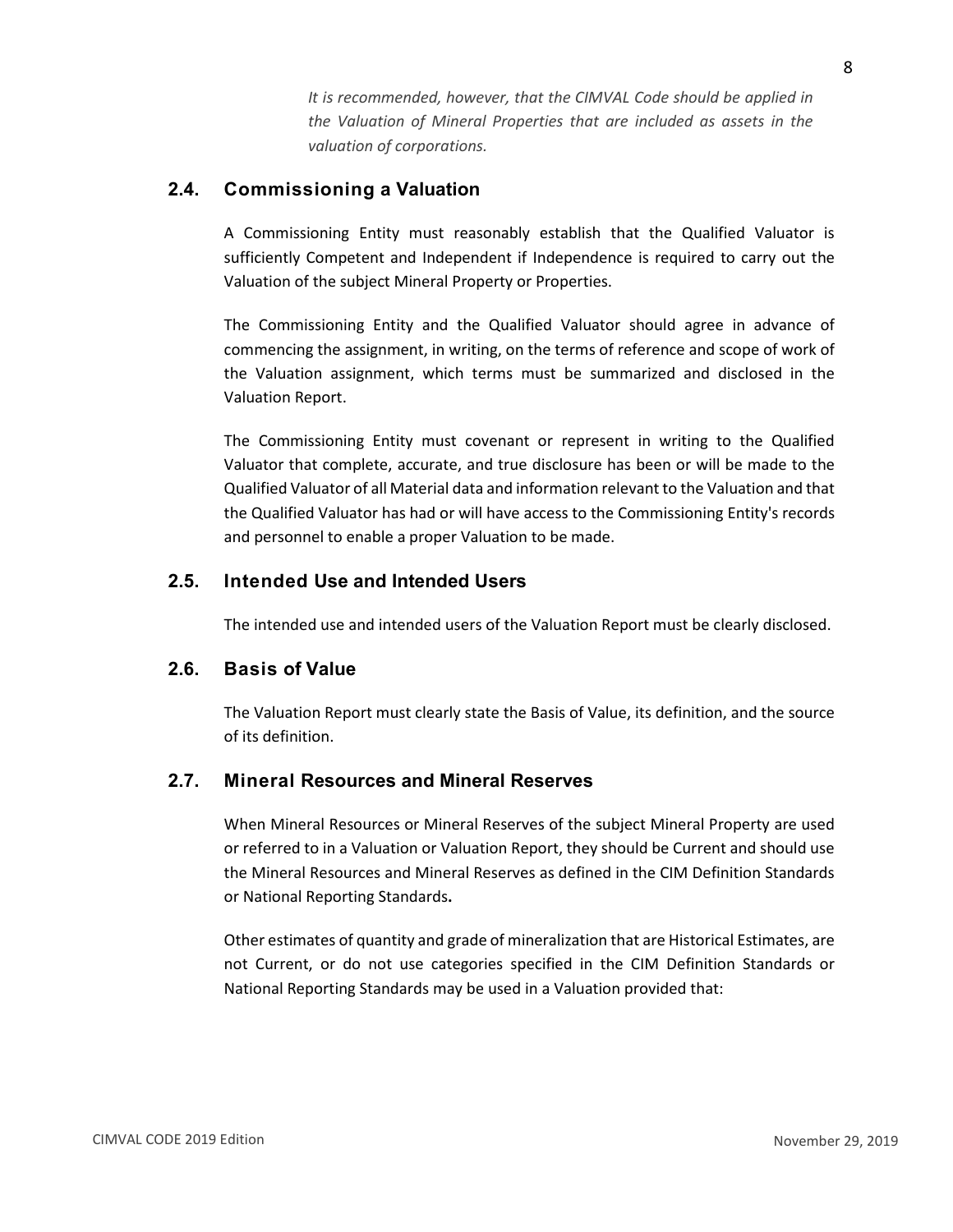*It is recommended, however, that the CIMVAL Code should be applied in the Valuation of Mineral Properties that are included as assets in the valuation of corporations.*

## 2.4. Commissioning a Valuation

A Commissioning Entity must reasonably establish that the Qualified Valuator is sufficiently Competent and Independent if Independence is required to carry out the Valuation of the subject Mineral Property or Properties.

The Commissioning Entity and the Qualified Valuator should agree in advance of commencing the assignment, in writing, on the terms of reference and scope of work of the Valuation assignment, which terms must be summarized and disclosed in the Valuation Report.

The Commissioning Entity must covenant or represent in writing to the Qualified Valuator that complete, accurate, and true disclosure has been or will be made to the Qualified Valuator of all Material data and information relevant to the Valuation and that the Qualified Valuator has had or will have access to the Commissioning Entity's records and personnel to enable a proper Valuation to be made.

## 2.5. Intended Use and Intended Users

The intended use and intended users of the Valuation Report must be clearly disclosed.

## 2.6. Basis of Value

The Valuation Report must clearly state the Basis of Value, its definition, and the source of its definition.

## 2.7. Mineral Resources and Mineral Reserves

When Mineral Resources or Mineral Reserves of the subject Mineral Property are used or referred to in a Valuation or Valuation Report, they should be Current and should use the Mineral Resources and Mineral Reserves as defined in the CIM Definition Standards or National Reporting Standards**.**

Other estimates of quantity and grade of mineralization that are Historical Estimates, are not Current, or do not use categories specified in the CIM Definition Standards or National Reporting Standards may be used in a Valuation provided that: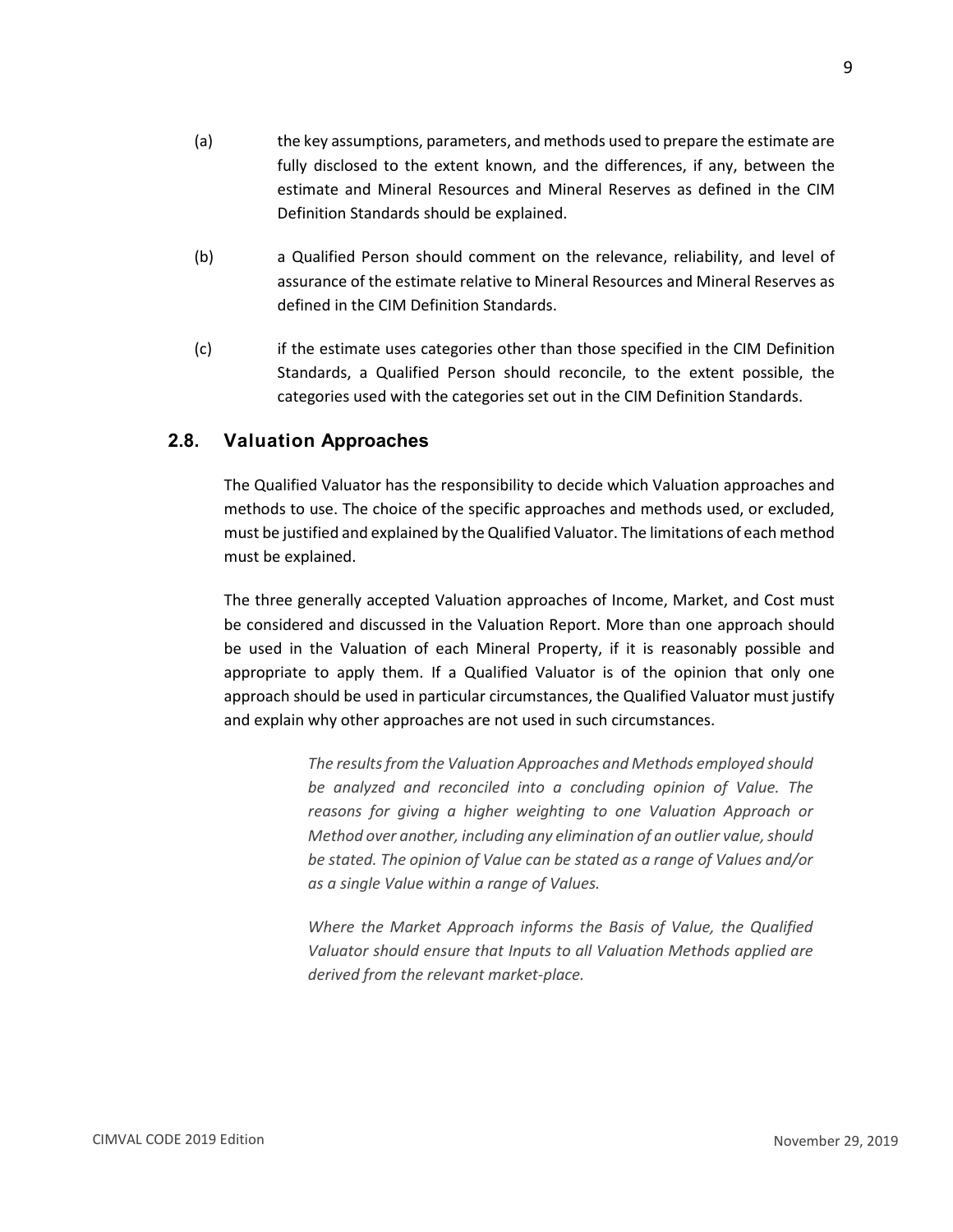(a) the key assumptions, parameters, and methods used to prepare the estimate are fully disclosed to the extent known, and the differences, if any, between the estimate and Mineral Resources and Mineral Reserves as defined in the CIM Definition Standards should be explained.

(b) a Qualified Person should comment on the relevance, reliability, and level of assurance of the estimate relative to Mineral Resources and Mineral Reserves as defined in the CIM Definition Standards.

(c) if the estimate uses categories other than those specified in the CIM Definition Standards, a Qualified Person should reconcile, to the extent possible, the categories used with the categories set out in the CIM Definition Standards.

## 2.8. Valuation Approaches

The Qualified Valuator has the responsibility to decide which Valuation approaches and methods to use. The choice of the specific approaches and methods used, or excluded, must be justified and explained by the Qualified Valuator. The limitations of each method must be explained.

The three generally accepted Valuation approaches of Income, Market, and Cost must be considered and discussed in the Valuation Report. More than one approach should be used in the Valuation of each Mineral Property, if it is reasonably possible and appropriate to apply them. If a Qualified Valuator is of the opinion that only one approach should be used in particular circumstances, the Qualified Valuator must justify and explain why other approaches are not used in such circumstances.

*The results from the Valuation Approaches and Methods employed should be analyzed and reconciled into a concluding opinion of Value. The reasons for giving a higher weighting to one Valuation Approach or Method over another, including any elimination of an outlier value, should be stated. The opinion of Value can be stated as a range of Values and/or as a single Value within a range of Values.*

*Where the Market Approach informs the Basis of Value, the Qualified Valuator should ensure that Inputs to all Valuation Methods applied are derived from the relevant market-place.*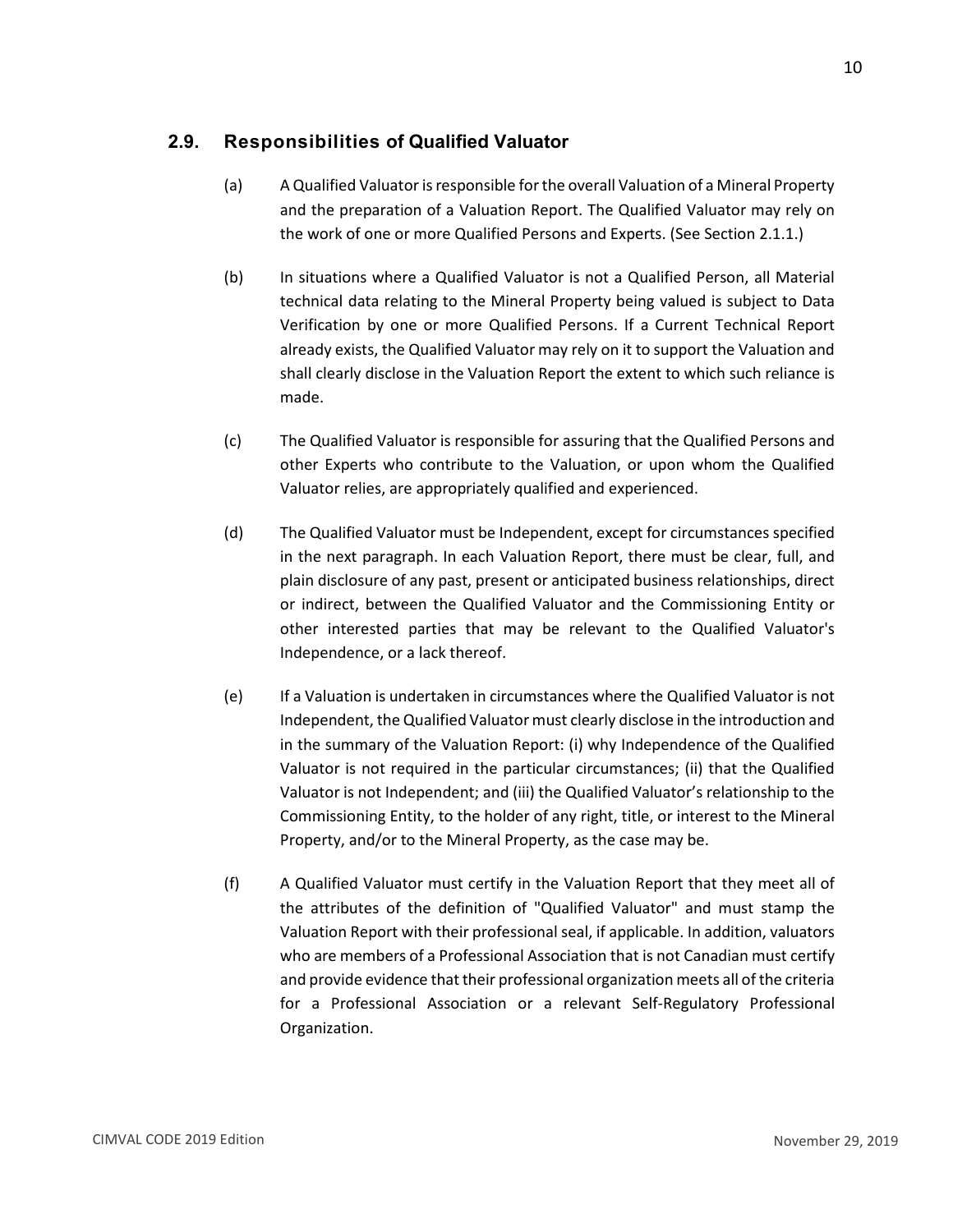## 2.9. Responsibilities of Qualified Valuator

(a) A Qualified Valuator is responsible for the overall Valuation of a Mineral Property and the preparation of a Valuation Report. The Qualified Valuator may rely on the work of one or more Qualified Persons and Experts. (See Section 2.1.1.)

(b) In situations where a Qualified Valuator is not a Qualified Person, all Material technical data relating to the Mineral Property being valued is subject to Data Verification by one or more Qualified Persons. If a Current Technical Report already exists, the Qualified Valuator may rely on it to support the Valuation and shall clearly disclose in the Valuation Report the extent to which such reliance is made.

(c) The Qualified Valuator is responsible for assuring that the Qualified Persons and other Experts who contribute to the Valuation, or upon whom the Qualified Valuator relies, are appropriately qualified and experienced.

(d) The Qualified Valuator must be Independent, except for circumstances specified in the next paragraph. In each Valuation Report, there must be clear, full, and plain disclosure of any past, present or anticipated business relationships, direct or indirect, between the Qualified Valuator and the Commissioning Entity or other interested parties that may be relevant to the Qualified Valuator's Independence, or a lack thereof.

(e) If a Valuation is undertaken in circumstances where the Qualified Valuator is not Independent, the Qualified Valuator must clearly disclose in the introduction and in the summary of the Valuation Report: (i) why Independence of the Qualified Valuator is not required in the particular circumstances; (ii) that the Qualified Valuator is not Independent; and (iii) the Qualified Valuator's relationship to the Commissioning Entity, to the holder of any right, title, or interest to the Mineral Property, and/or to the Mineral Property, as the case may be.

(f) A Qualified Valuator must certify in the Valuation Report that they meet all of the attributes of the definition of "Qualified Valuator" and must stamp the Valuation Report with their professional seal, if applicable. In addition, valuators who are members of a Professional Association that is not Canadian must certify and provide evidence that their professional organization meets all of the criteria for a Professional Association or a relevant Self-Regulatory Professional Organization.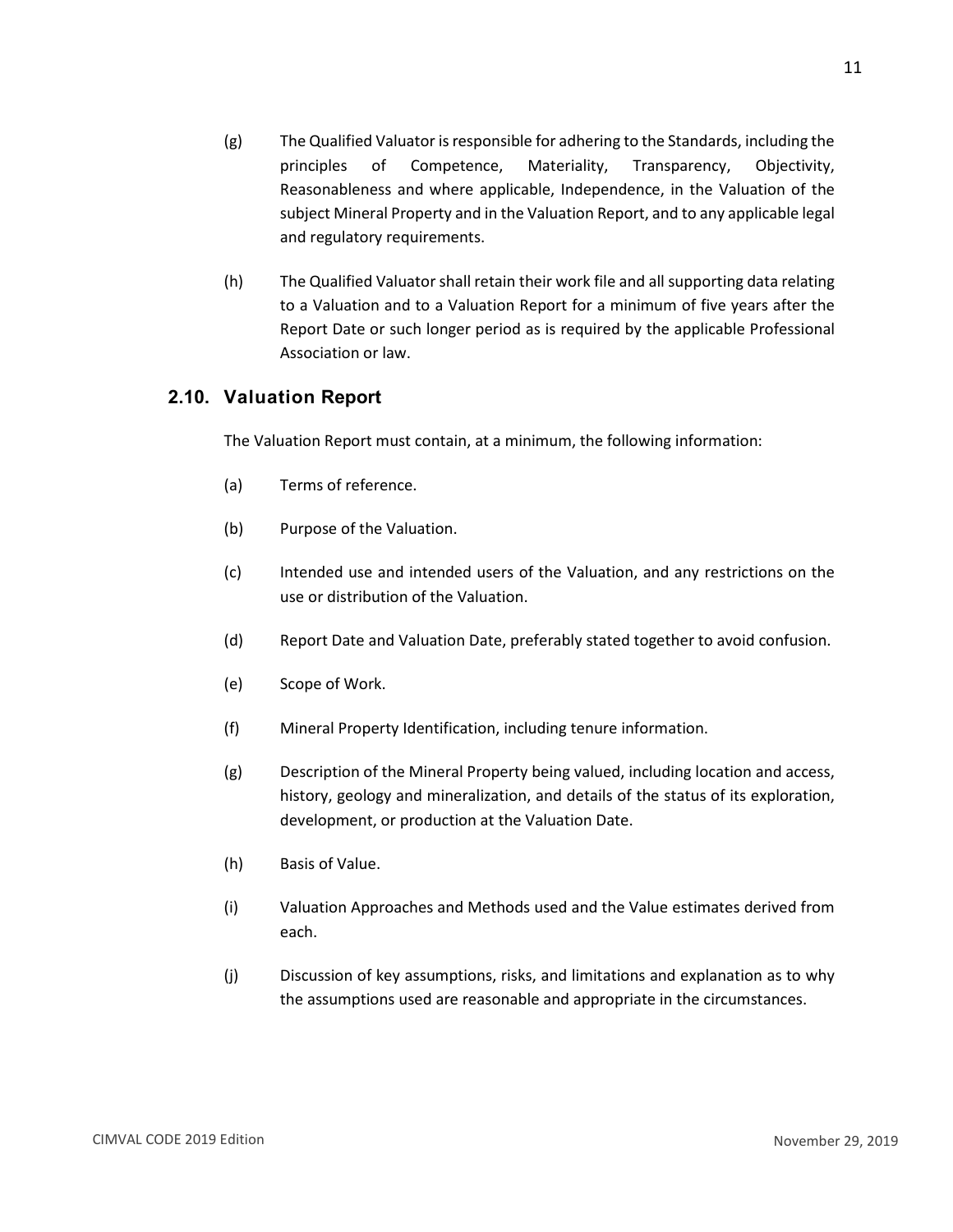(g) The Qualified Valuator is responsible for adhering to the Standards, including the principles of Competence, Materiality, Transparency, Objectivity, Reasonableness and where applicable, Independence, in the Valuation of the subject Mineral Property and in the Valuation Report, and to any applicable legal and regulatory requirements.

(h) The Qualified Valuator shall retain their work file and all supporting data relating to a Valuation and to a Valuation Report for a minimum of five years after the Report Date or such longer period as is required by the applicable Professional Association or law.

## 2.10. Valuation Report

The Valuation Report must contain, at a minimum, the following information:

(a) Terms of reference.

(b) Purpose of the Valuation.

(c) Intended use and intended users of the Valuation, and any restrictions on the use or distribution of the Valuation.

(d) Report Date and Valuation Date, preferably stated together to avoid confusion.

(e) Scope of Work.

(f) Mineral Property Identification, including tenure information.

(g) Description of the Mineral Property being valued, including location and access, history, geology and mineralization, and details of the status of its exploration, development, or production at the Valuation Date.

(h) Basis of Value.

(i) Valuation Approaches and Methods used and the Value estimates derived from each.

(j) Discussion of key assumptions, risks, and limitations and explanation as to why the assumptions used are reasonable and appropriate in the circumstances.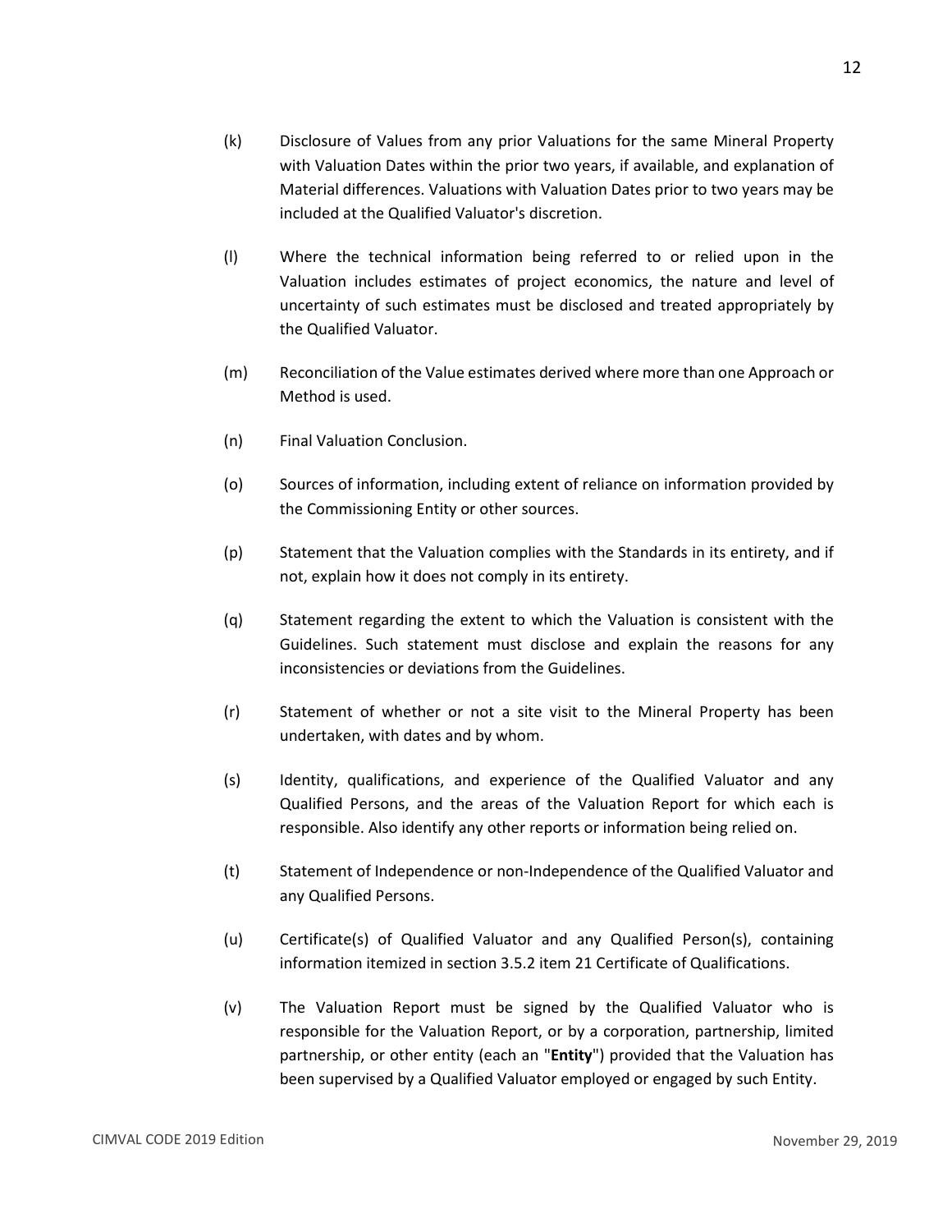(k) Disclosure of Values from any prior Valuations for the same Mineral Property with Valuation Dates within the prior two years, if available, and explanation of Material differences. Valuations with Valuation Dates prior to two years may be included at the Qualified Valuator's discretion.

(l) Where the technical information being referred to or relied upon in the Valuation includes estimates of project economics, the nature and level of uncertainty of such estimates must be disclosed and treated appropriately by the Qualified Valuator.

(m) Reconciliation of the Value estimates derived where more than one Approach or Method is used.

(n) Final Valuation Conclusion.

(o) Sources of information, including extent of reliance on information provided by the Commissioning Entity or other sources.

(p) Statement that the Valuation complies with the Standards in its entirety, and if not, explain how it does not comply in its entirety.

(q) Statement regarding the extent to which the Valuation is consistent with the Guidelines. Such statement must disclose and explain the reasons for any inconsistencies or deviations from the Guidelines.

(r) Statement of whether or not a site visit to the Mineral Property has been undertaken, with dates and by whom.

(s) Identity, qualifications, and experience of the Qualified Valuator and any Qualified Persons, and the areas of the Valuation Report for which each is responsible. Also identify any other reports or information being relied on.

(t) Statement of Independence or non-Independence of the Qualified Valuator and any Qualified Persons.

(u) Certificate(s) of Qualified Valuator and any Qualified Person(s), containing information itemized in section 3.5.2 item 21 Certificate of Qualifications.

(v) The Valuation Report must be signed by the Qualified Valuator who is responsible for the Valuation Report, or by a corporation, partnership, limited partnership, or other entity (each an "**Entity**") provided that the Valuation has been supervised by a Qualified Valuator employed or engaged by such Entity.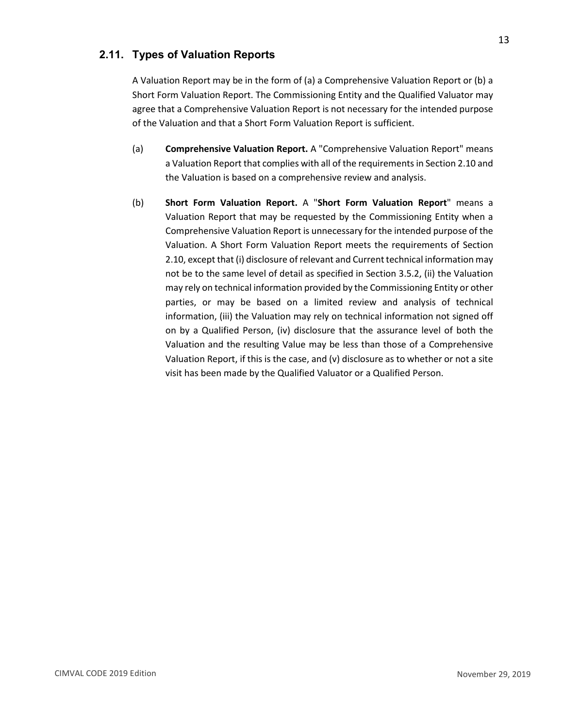## 2.11. Types of Valuation Reports

A Valuation Report may be in the form of (a) a Comprehensive Valuation Report or (b) a Short Form Valuation Report. The Commissioning Entity and the Qualified Valuator may agree that a Comprehensive Valuation Report is not necessary for the intended purpose of the Valuation and that a Short Form Valuation Report is sufficient.

(a) **Comprehensive Valuation Report.** A "Comprehensive Valuation Report" means a Valuation Report that complies with all of the requirements in Section 2.10 and the Valuation is based on a comprehensive review and analysis.

(b) **Short Form Valuation Report.** A "**Short Form Valuation Report**" means a Valuation Report that may be requested by the Commissioning Entity when a Comprehensive Valuation Report is unnecessary for the intended purpose of the Valuation. A Short Form Valuation Report meets the requirements of Section 2.10, except that (i) disclosure of relevant and Current technical information may not be to the same level of detail as specified in Section 3.5.2, (ii) the Valuation may rely on technical information provided by the Commissioning Entity or other parties, or may be based on a limited review and analysis of technical information, (iii) the Valuation may rely on technical information not signed off on by a Qualified Person, (iv) disclosure that the assurance level of both the Valuation and the resulting Value may be less than those of a Comprehensive Valuation Report, if this is the case, and (v) disclosure as to whether or not a site visit has been made by the Qualified Valuator or a Qualified Person.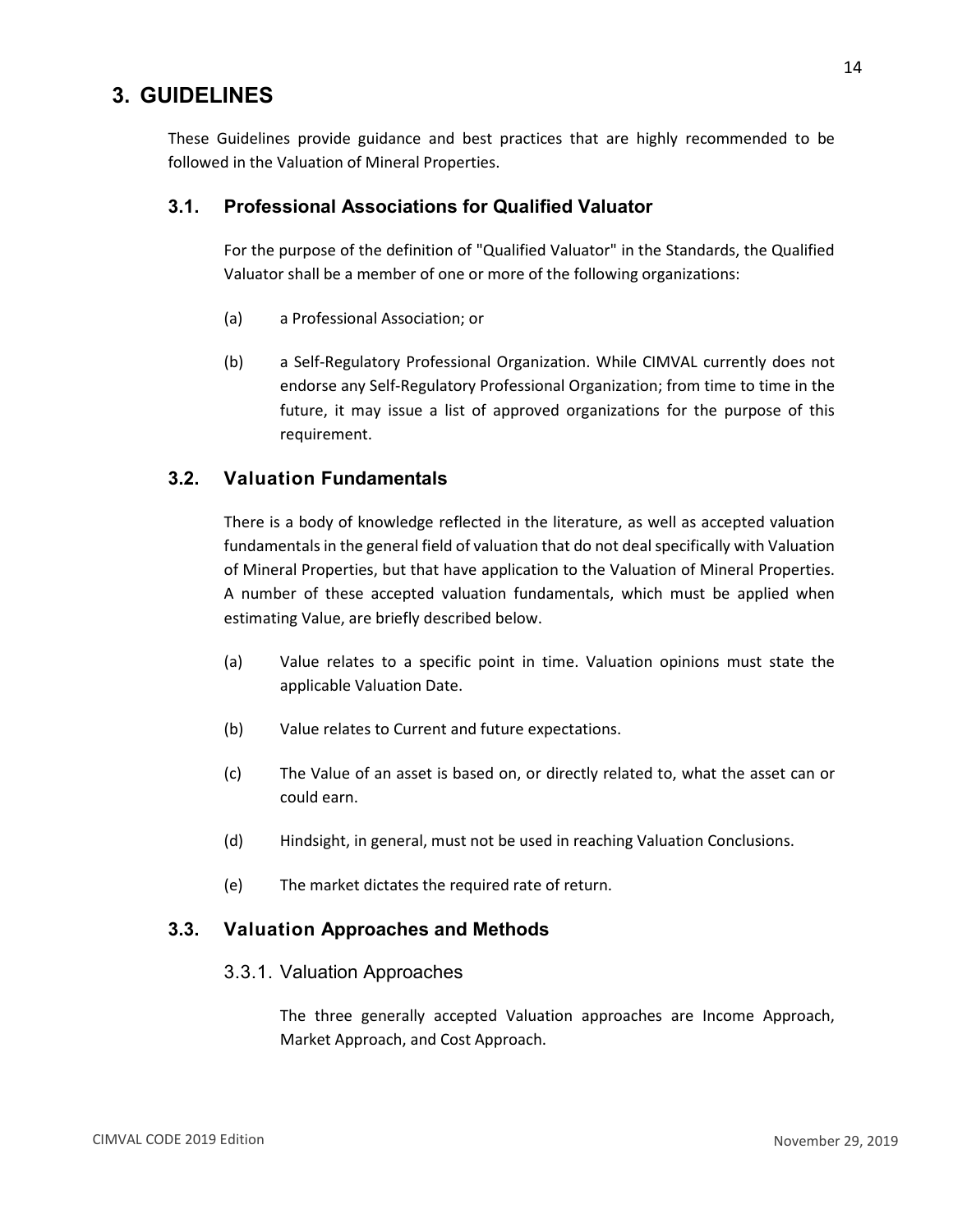# 3. GUIDELINES

These Guidelines provide guidance and best practices that are highly recommended to be followed in the Valuation of Mineral Properties.

## 3.1. Professional Associations for Qualified Valuator

For the purpose of the definition of "Qualified Valuator" in the Standards, the Qualified Valuator shall be a member of one or more of the following organizations:

(a) a Professional Association; or

(b) a Self-Regulatory Professional Organization. While CIMVAL currently does not endorse any Self-Regulatory Professional Organization; from time to time in the future, it may issue a list of approved organizations for the purpose of this requirement.

## 3.2. Valuation Fundamentals

There is a body of knowledge reflected in the literature, as well as accepted valuation fundamentals in the general field of valuation that do not deal specifically with Valuation of Mineral Properties, but that have application to the Valuation of Mineral Properties. A number of these accepted valuation fundamentals, which must be applied when estimating Value, are briefly described below.

(a) Value relates to a specific point in time. Valuation opinions must state the applicable Valuation Date.

(b) Value relates to Current and future expectations.

(c) The Value of an asset is based on, or directly related to, what the asset can or could earn.

(d) Hindsight, in general, must not be used in reaching Valuation Conclusions.

(e) The market dictates the required rate of return.

## 3.3. Valuation Approaches and Methods

### 3.3.1. Valuation Approaches

The three generally accepted Valuation approaches are Income Approach, Market Approach, and Cost Approach.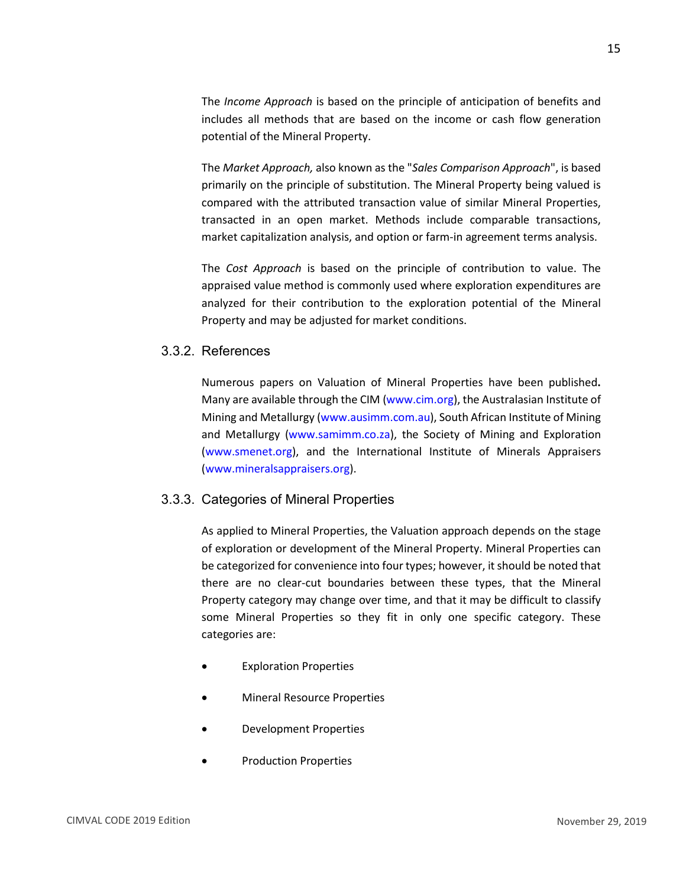The *Income Approach* is based on the principle of anticipation of benefits and includes all methods that are based on the income or cash flow generation potential of the Mineral Property.

The *Market Approach,* also known as the "*Sales Comparison Approach*", is based primarily on the principle of substitution. The Mineral Property being valued is compared with the attributed transaction value of similar Mineral Properties, transacted in an open market. Methods include comparable transactions, market capitalization analysis, and option or farm-in agreement terms analysis.

The *Cost Approach* is based on the principle of contribution to value. The appraised value method is commonly used where exploration expenditures are analyzed for their contribution to the exploration potential of the Mineral Property and may be adjusted for market conditions.

### 3.3.2. References

Numerous papers on Valuation of Mineral Properties have been published**.** Many are available through the CIM (www.cim.org), the Australasian Institute of Mining and Metallurgy (www.ausimm.com.au), South African Institute of Mining and Metallurgy (www.samimm.co.za), the Society of Mining and Exploration (www.smenet.org), and the International Institute of Minerals Appraisers (www.mineralsappraisers.org).

### 3.3.3. Categories of Mineral Properties

As applied to Mineral Properties, the Valuation approach depends on the stage of exploration or development of the Mineral Property. Mineral Properties can be categorized for convenience into four types; however, it should be noted that there are no clear-cut boundaries between these types, that the Mineral Property category may change over time, and that it may be difficult to classify some Mineral Properties so they fit in only one specific category. These categories are:

- Exploration Properties
- Mineral Resource Properties
- Development Properties
- Production Properties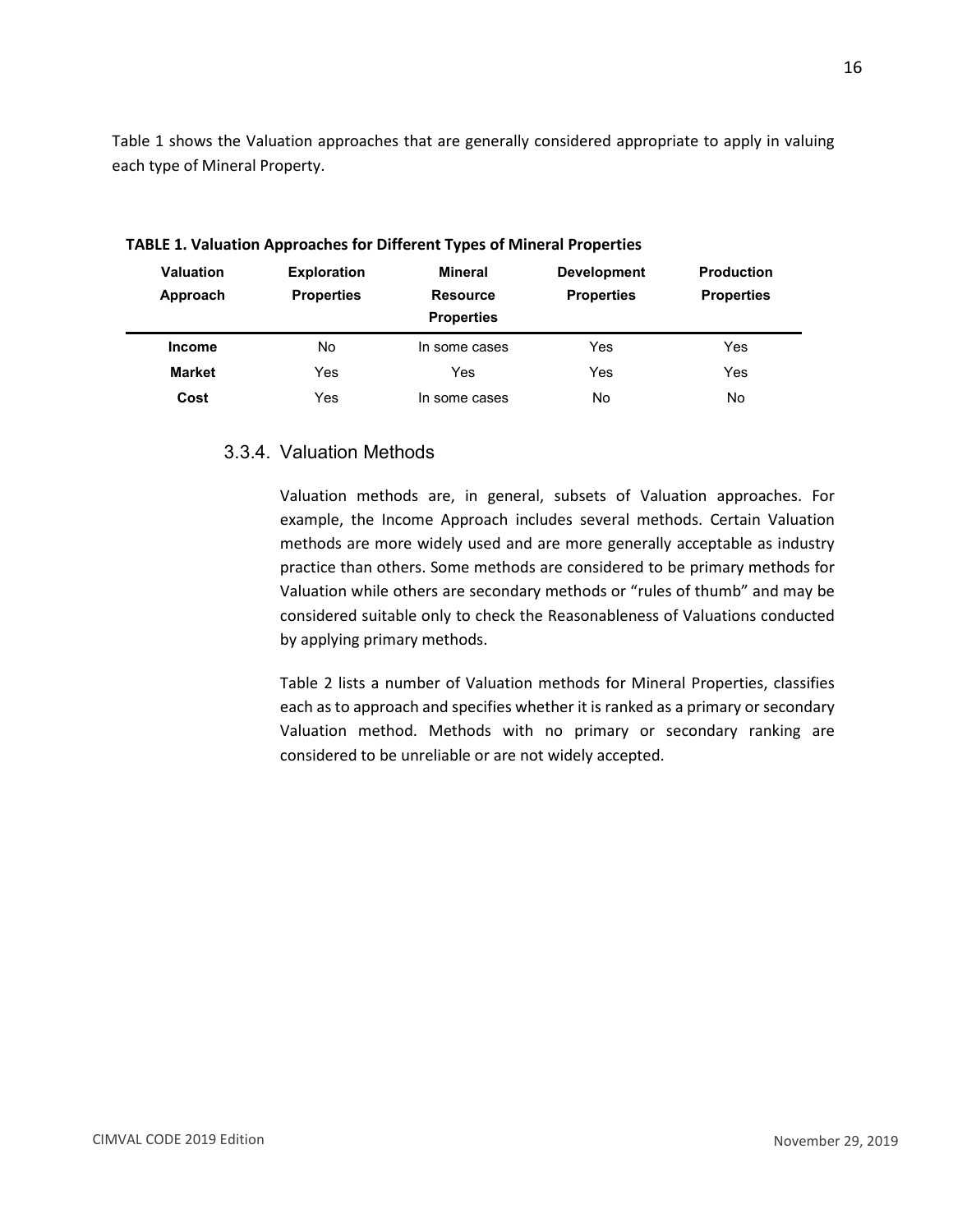Table 1 shows the Valuation approaches that are generally considered appropriate to apply in valuing each type of Mineral Property.

**TABLE 1. Valuation Approaches for Different Types of Mineral Properties**

| Valuation Approach | Exploration Properties | Mineral Resource Properties | Development Properties | Production Properties |
|---|---|---|---|---|
| **Income** | No | In some cases | Yes | Yes |
| **Market** | Yes | Yes | Yes | Yes |
| **Cost** | Yes | In some cases | No | No |

### 3.3.4. Valuation Methods

Valuation methods are, in general, subsets of Valuation approaches. For example, the Income Approach includes several methods. Certain Valuation methods are more widely used and are more generally acceptable as industry practice than others. Some methods are considered to be primary methods for Valuation while others are secondary methods or "rules of thumb" and may be considered suitable only to check the Reasonableness of Valuations conducted by applying primary methods.

Table 2 lists a number of Valuation methods for Mineral Properties, classifies each as to approach and specifies whether it is ranked as a primary or secondary Valuation method. Methods with no primary or secondary ranking are considered to be unreliable or are not widely accepted.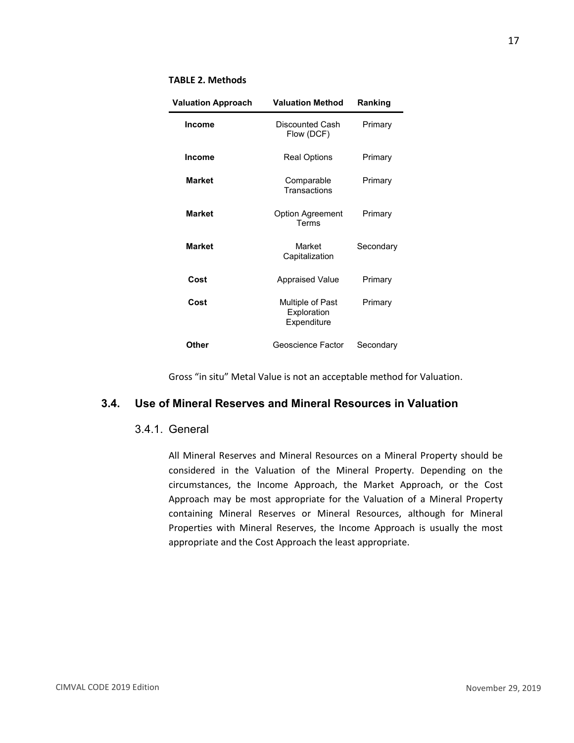**TABLE 2. Methods**

| Valuation Approach | Valuation Method | Ranking |
|---|---|---|
| **Income** | Discounted Cash Flow (DCF) | Primary |
| **Income** | Real Options | Primary |
| **Market** | Comparable Transactions | Primary |
| **Market** | Option Agreement Terms | Primary |
| **Market** | Market Capitalization | Secondary |
| **Cost** | Appraised Value | Primary |
| **Cost** | Multiple of Past Exploration Expenditure | Primary |
| **Other** | Geoscience Factor | Secondary |

Gross “in situ” Metal Value is not an acceptable method for Valuation.

## 3.4. Use of Mineral Reserves and Mineral Resources in Valuation

### 3.4.1. General

All Mineral Reserves and Mineral Resources on a Mineral Property should be considered in the Valuation of the Mineral Property. Depending on the circumstances, the Income Approach, the Market Approach, or the Cost Approach may be most appropriate for the Valuation of a Mineral Property containing Mineral Reserves or Mineral Resources, although for Mineral Properties with Mineral Reserves, the Income Approach is usually the most appropriate and the Cost Approach the least appropriate.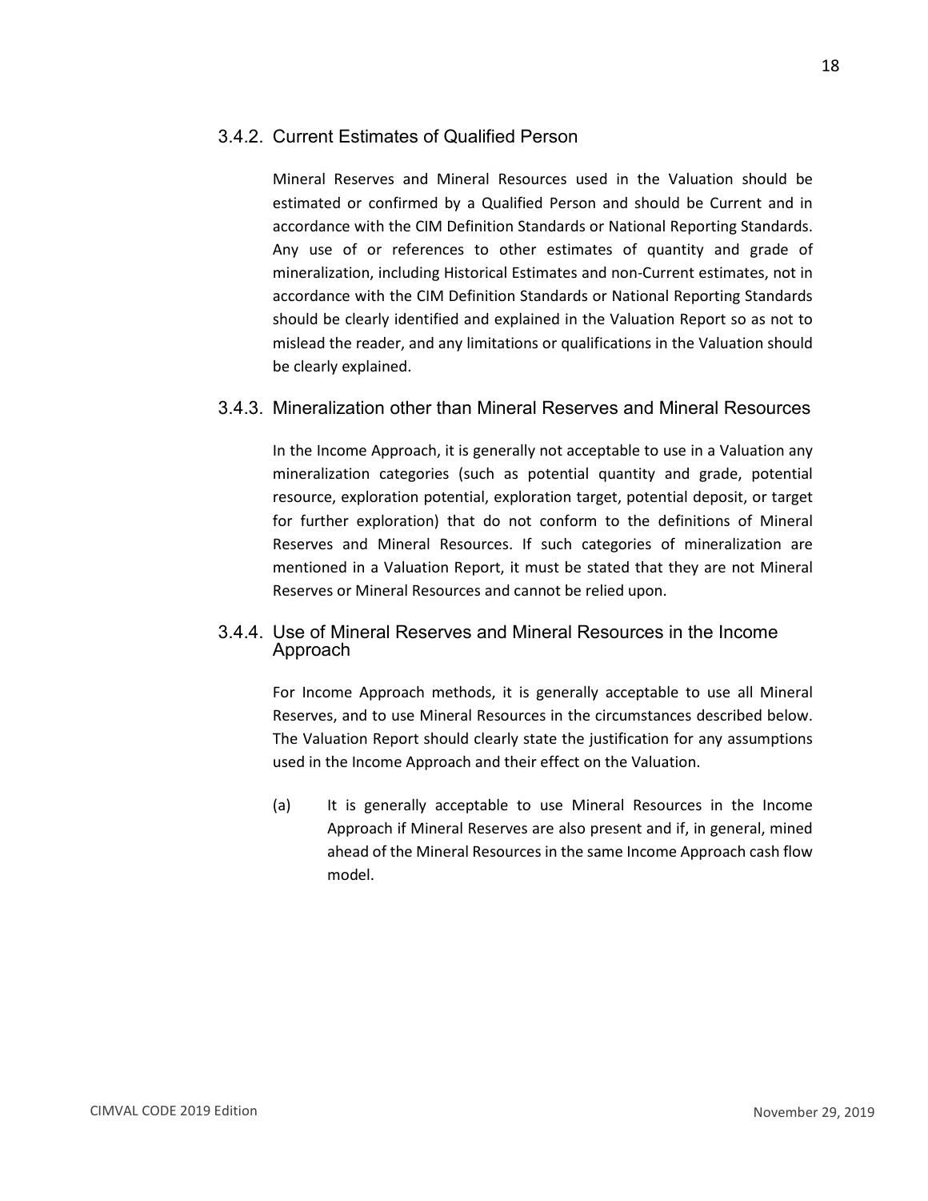### 3.4.2. Current Estimates of Qualified Person

Mineral Reserves and Mineral Resources used in the Valuation should be estimated or confirmed by a Qualified Person and should be Current and in accordance with the CIM Definition Standards or National Reporting Standards. Any use of or references to other estimates of quantity and grade of mineralization, including Historical Estimates and non-Current estimates, not in accordance with the CIM Definition Standards or National Reporting Standards should be clearly identified and explained in the Valuation Report so as not to mislead the reader, and any limitations or qualifications in the Valuation should be clearly explained.

### 3.4.3. Mineralization other than Mineral Reserves and Mineral Resources

In the Income Approach, it is generally not acceptable to use in a Valuation any mineralization categories (such as potential quantity and grade, potential resource, exploration potential, exploration target, potential deposit, or target for further exploration) that do not conform to the definitions of Mineral Reserves and Mineral Resources. If such categories of mineralization are mentioned in a Valuation Report, it must be stated that they are not Mineral Reserves or Mineral Resources and cannot be relied upon.

### 3.4.4. Use of Mineral Reserves and Mineral Resources in the Income Approach

For Income Approach methods, it is generally acceptable to use all Mineral Reserves, and to use Mineral Resources in the circumstances described below. The Valuation Report should clearly state the justification for any assumptions used in the Income Approach and their effect on the Valuation.

(a) It is generally acceptable to use Mineral Resources in the Income Approach if Mineral Reserves are also present and if, in general, mined ahead of the Mineral Resources in the same Income Approach cash flow model.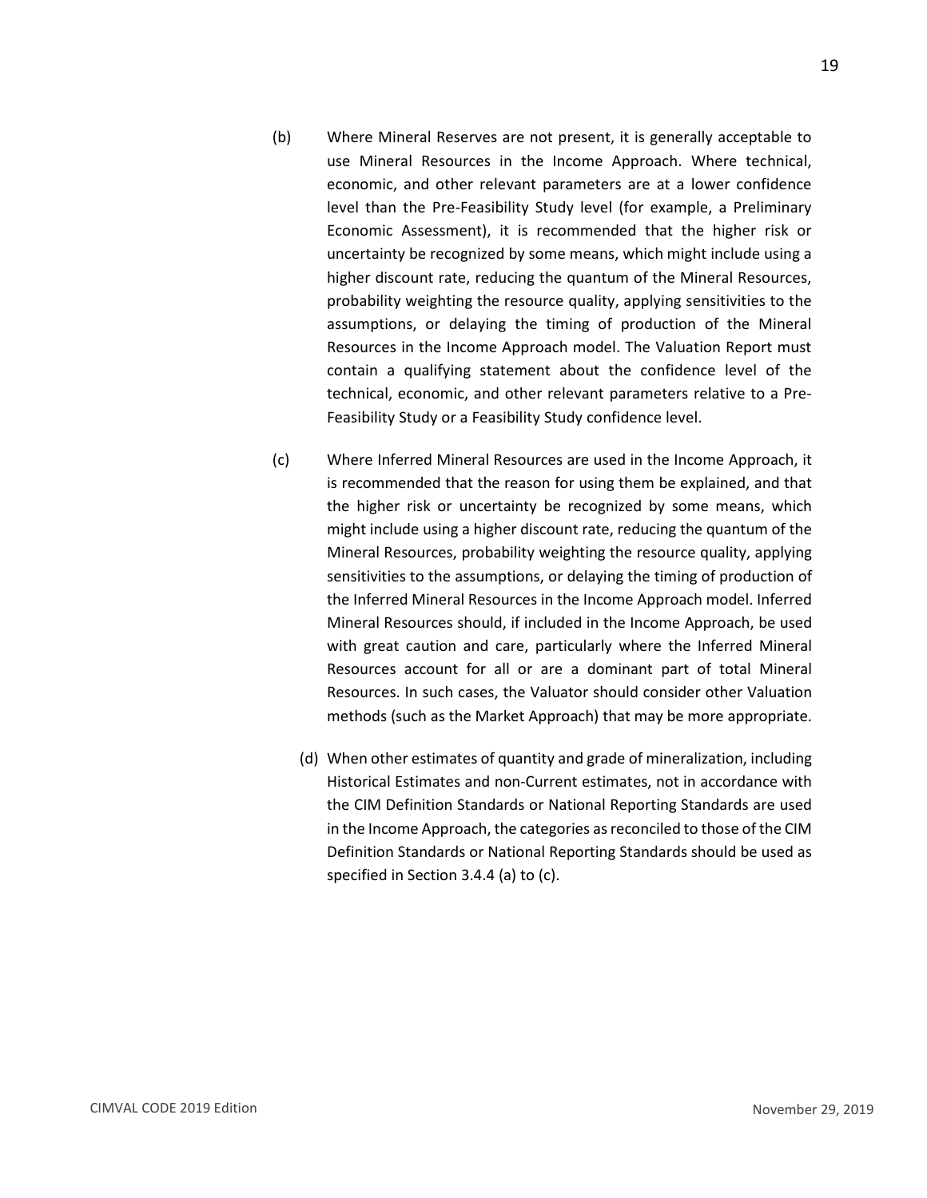(b) Where Mineral Reserves are not present, it is generally acceptable to use Mineral Resources in the Income Approach. Where technical, economic, and other relevant parameters are at a lower confidence level than the Pre-Feasibility Study level (for example, a Preliminary Economic Assessment), it is recommended that the higher risk or uncertainty be recognized by some means, which might include using a higher discount rate, reducing the quantum of the Mineral Resources, probability weighting the resource quality, applying sensitivities to the assumptions, or delaying the timing of production of the Mineral Resources in the Income Approach model. The Valuation Report must contain a qualifying statement about the confidence level of the technical, economic, and other relevant parameters relative to a Pre-Feasibility Study or a Feasibility Study confidence level.

(c) Where Inferred Mineral Resources are used in the Income Approach, it is recommended that the reason for using them be explained, and that the higher risk or uncertainty be recognized by some means, which might include using a higher discount rate, reducing the quantum of the Mineral Resources, probability weighting the resource quality, applying sensitivities to the assumptions, or delaying the timing of production of the Inferred Mineral Resources in the Income Approach model. Inferred Mineral Resources should, if included in the Income Approach, be used with great caution and care, particularly where the Inferred Mineral Resources account for all or are a dominant part of total Mineral Resources. In such cases, the Valuator should consider other Valuation methods (such as the Market Approach) that may be more appropriate.

(d) When other estimates of quantity and grade of mineralization, including Historical Estimates and non-Current estimates, not in accordance with the CIM Definition Standards or National Reporting Standards are used in the Income Approach, the categories as reconciled to those of the CIM Definition Standards or National Reporting Standards should be used as specified in Section 3.4.4 (a) to (c).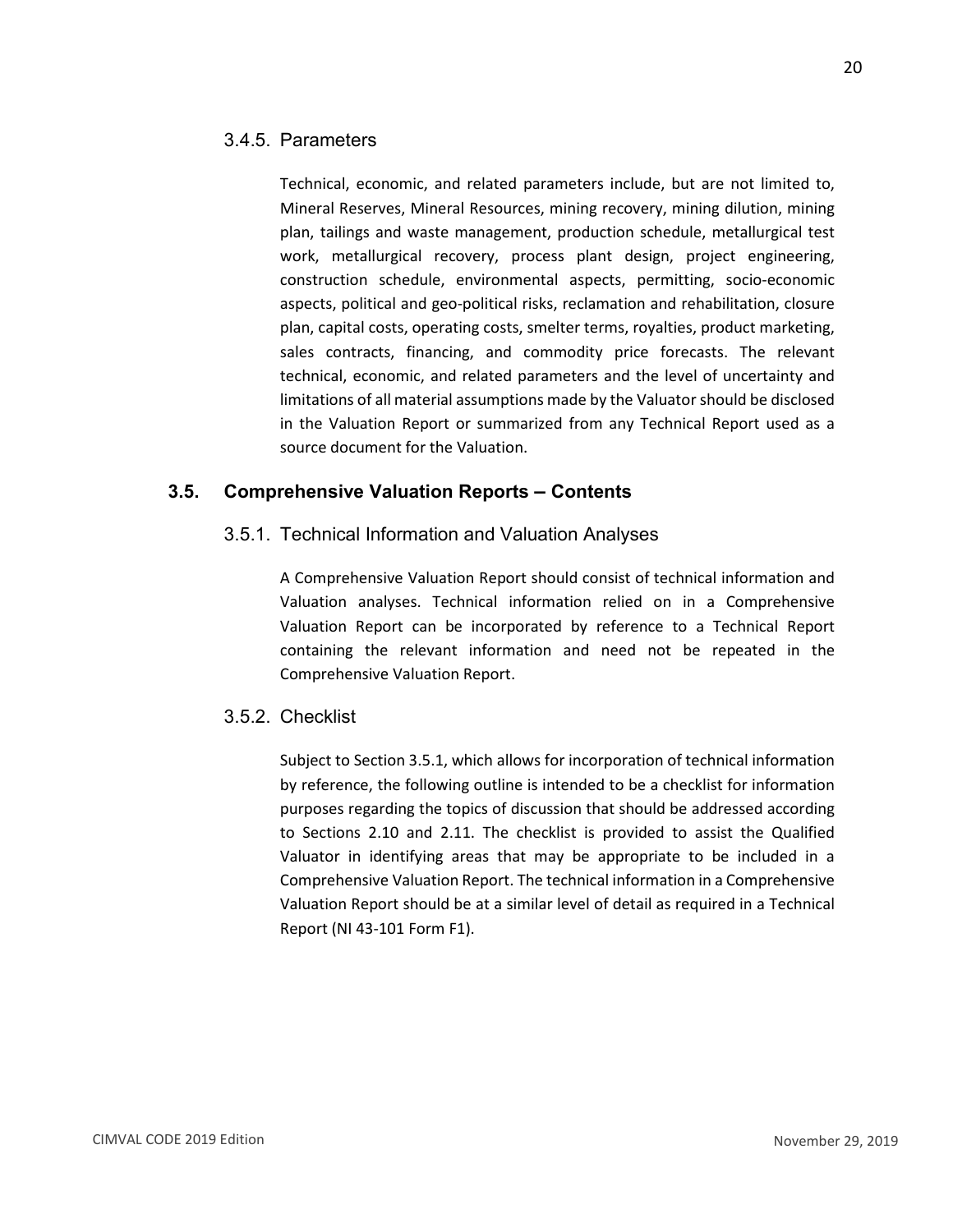### 3.4.5. Parameters

Technical, economic, and related parameters include, but are not limited to, Mineral Reserves, Mineral Resources, mining recovery, mining dilution, mining plan, tailings and waste management, production schedule, metallurgical test work, metallurgical recovery, process plant design, project engineering, construction schedule, environmental aspects, permitting, socio-economic aspects, political and geo-political risks, reclamation and rehabilitation, closure plan, capital costs, operating costs, smelter terms, royalties, product marketing, sales contracts, financing, and commodity price forecasts. The relevant technical, economic, and related parameters and the level of uncertainty and limitations of all material assumptions made by the Valuator should be disclosed in the Valuation Report or summarized from any Technical Report used as a source document for the Valuation.

## 3.5. Comprehensive Valuation Reports – Contents

### 3.5.1. Technical Information and Valuation Analyses

A Comprehensive Valuation Report should consist of technical information and Valuation analyses. Technical information relied on in a Comprehensive Valuation Report can be incorporated by reference to a Technical Report containing the relevant information and need not be repeated in the Comprehensive Valuation Report.

### 3.5.2. Checklist

Subject to Section 3.5.1, which allows for incorporation of technical information by reference, the following outline is intended to be a checklist for information purposes regarding the topics of discussion that should be addressed according to Sections 2.10 and 2.11. The checklist is provided to assist the Qualified Valuator in identifying areas that may be appropriate to be included in a Comprehensive Valuation Report. The technical information in a Comprehensive Valuation Report should be at a similar level of detail as required in a Technical Report (NI 43-101 Form F1).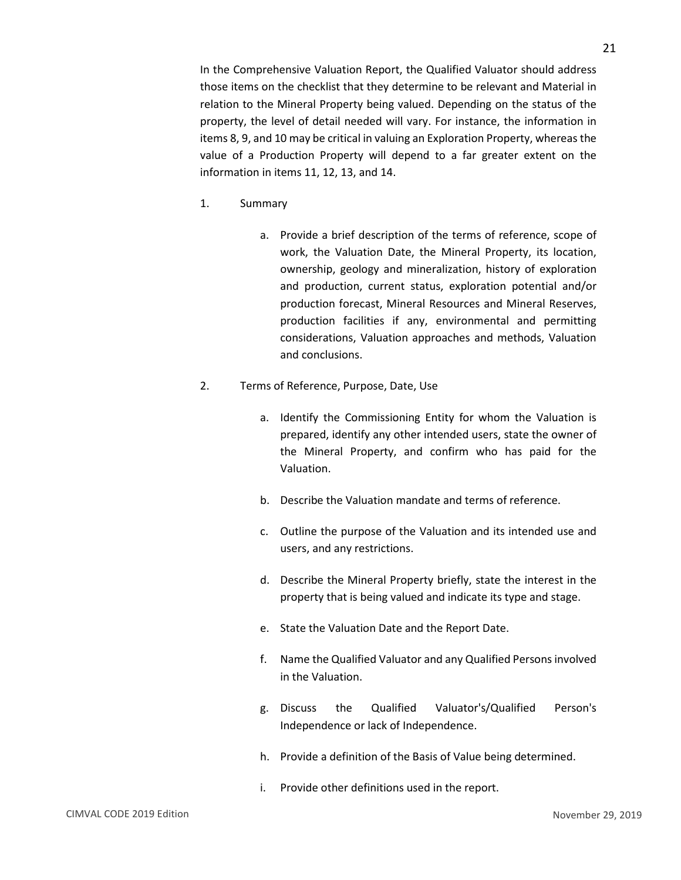In the Comprehensive Valuation Report, the Qualified Valuator should address those items on the checklist that they determine to be relevant and Material in relation to the Mineral Property being valued. Depending on the status of the property, the level of detail needed will vary. For instance, the information in items 8, 9, and 10 may be critical in valuing an Exploration Property, whereas the value of a Production Property will depend to a far greater extent on the information in items 11, 12, 13, and 14.

1. Summary

   a. Provide a brief description of the terms of reference, scope of work, the Valuation Date, the Mineral Property, its location, ownership, geology and mineralization, history of exploration and production, current status, exploration potential and/or production forecast, Mineral Resources and Mineral Reserves, production facilities if any, environmental and permitting considerations, Valuation approaches and methods, Valuation and conclusions.

2. Terms of Reference, Purpose, Date, Use

   a. Identify the Commissioning Entity for whom the Valuation is prepared, identify any other intended users, state the owner of the Mineral Property, and confirm who has paid for the Valuation.

   b. Describe the Valuation mandate and terms of reference.

   c. Outline the purpose of the Valuation and its intended use and users, and any restrictions.

   d. Describe the Mineral Property briefly, state the interest in the property that is being valued and indicate its type and stage.

   e. State the Valuation Date and the Report Date.

   f. Name the Qualified Valuator and any Qualified Persons involved in the Valuation.

   g. Discuss the Qualified Valuator's/Qualified Person's Independence or lack of Independence.

   h. Provide a definition of the Basis of Value being determined.

   i. Provide other definitions used in the report.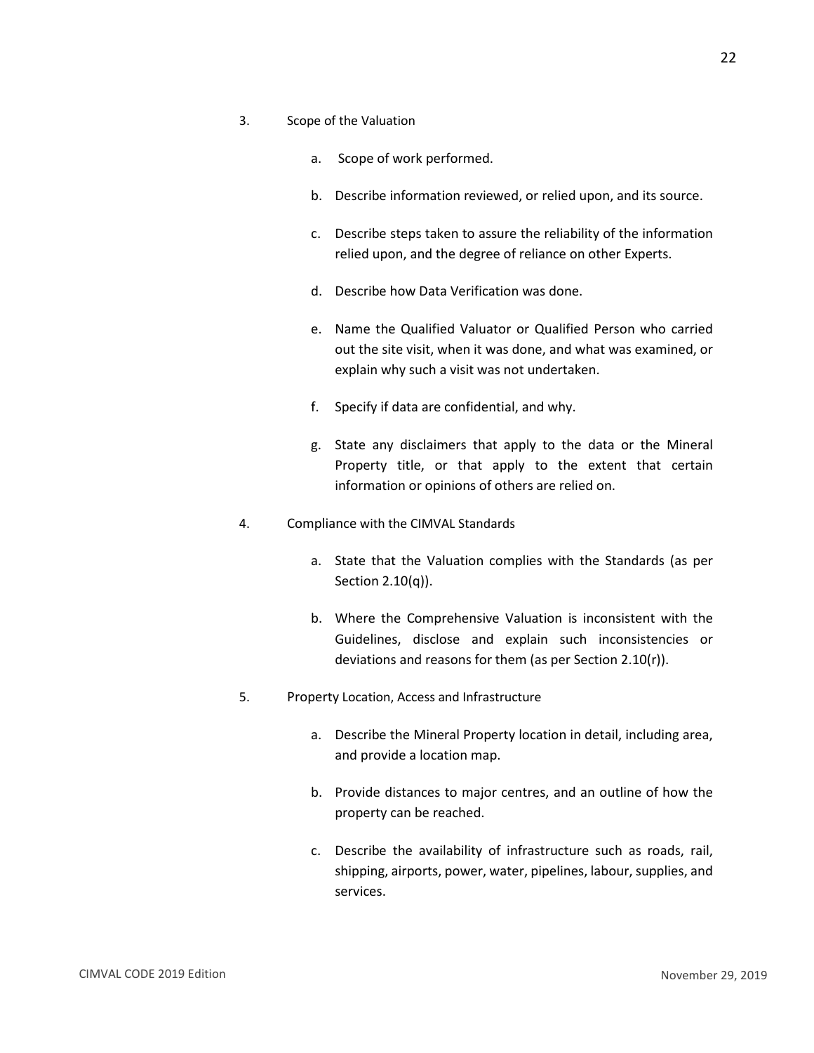3. Scope of the Valuation

    a. Scope of work performed.

    b. Describe information reviewed, or relied upon, and its source.

    c. Describe steps taken to assure the reliability of the information relied upon, and the degree of reliance on other Experts.

    d. Describe how Data Verification was done.

    e. Name the Qualified Valuator or Qualified Person who carried out the site visit, when it was done, and what was examined, or explain why such a visit was not undertaken.

    f. Specify if data are confidential, and why.

    g. State any disclaimers that apply to the data or the Mineral Property title, or that apply to the extent that certain information or opinions of others are relied on.

4. Compliance with the CIMVAL Standards

    a. State that the Valuation complies with the Standards (as per Section 2.10(q)).

    b. Where the Comprehensive Valuation is inconsistent with the Guidelines, disclose and explain such inconsistencies or deviations and reasons for them (as per Section 2.10(r)).

5. Property Location, Access and Infrastructure

    a. Describe the Mineral Property location in detail, including area, and provide a location map.

    b. Provide distances to major centres, and an outline of how the property can be reached.

    c. Describe the availability of infrastructure such as roads, rail, shipping, airports, power, water, pipelines, labour, supplies, and services.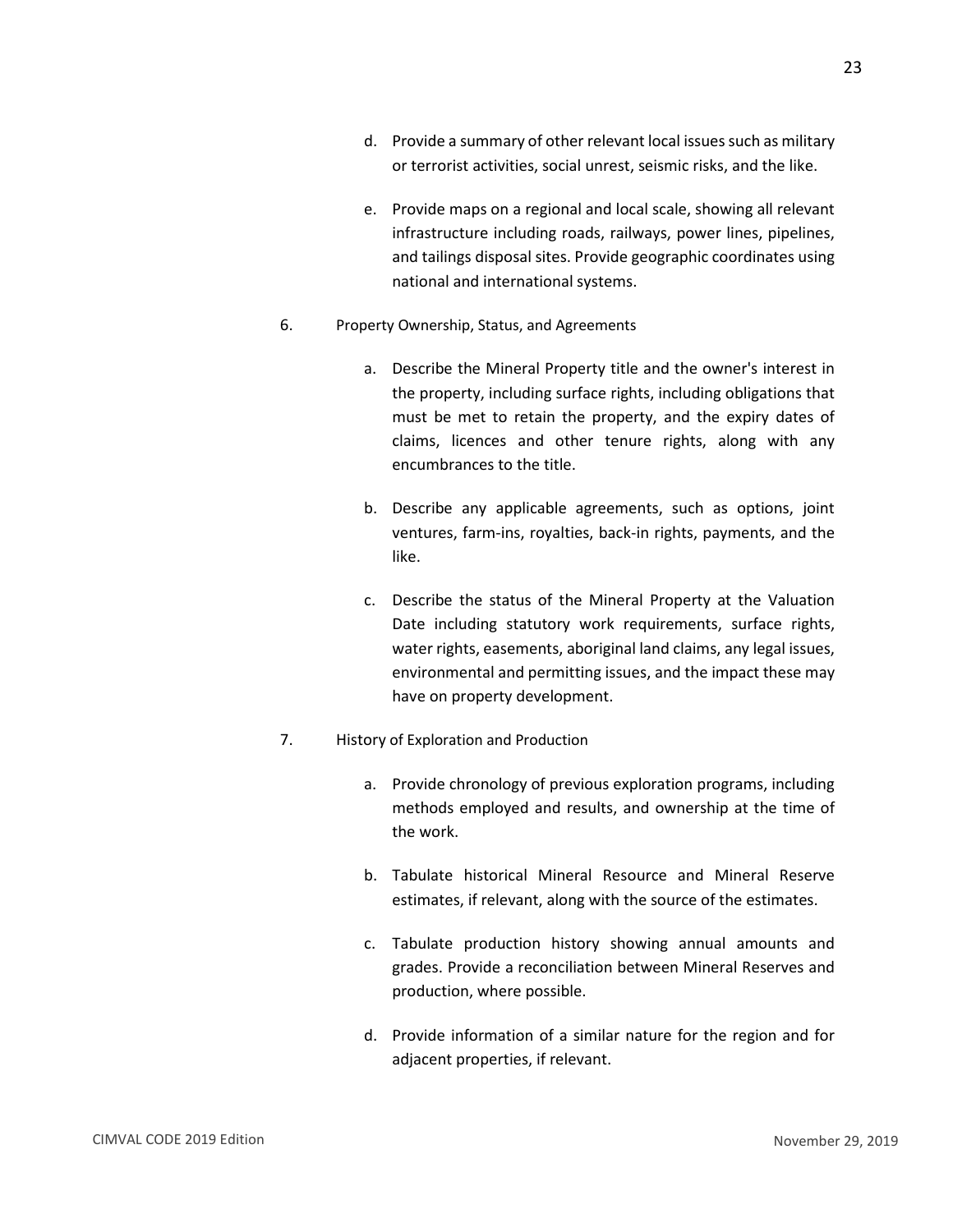d. Provide a summary of other relevant local issues such as military or terrorist activities, social unrest, seismic risks, and the like.

e. Provide maps on a regional and local scale, showing all relevant infrastructure including roads, railways, power lines, pipelines, and tailings disposal sites. Provide geographic coordinates using national and international systems.

6. Property Ownership, Status, and Agreements

   a. Describe the Mineral Property title and the owner's interest in the property, including surface rights, including obligations that must be met to retain the property, and the expiry dates of claims, licences and other tenure rights, along with any encumbrances to the title.

   b. Describe any applicable agreements, such as options, joint ventures, farm-ins, royalties, back-in rights, payments, and the like.

   c. Describe the status of the Mineral Property at the Valuation Date including statutory work requirements, surface rights, water rights, easements, aboriginal land claims, any legal issues, environmental and permitting issues, and the impact these may have on property development.

7. History of Exploration and Production

   a. Provide chronology of previous exploration programs, including methods employed and results, and ownership at the time of the work.

   b. Tabulate historical Mineral Resource and Mineral Reserve estimates, if relevant, along with the source of the estimates.

   c. Tabulate production history showing annual amounts and grades. Provide a reconciliation between Mineral Reserves and production, where possible.

   d. Provide information of a similar nature for the region and for adjacent properties, if relevant.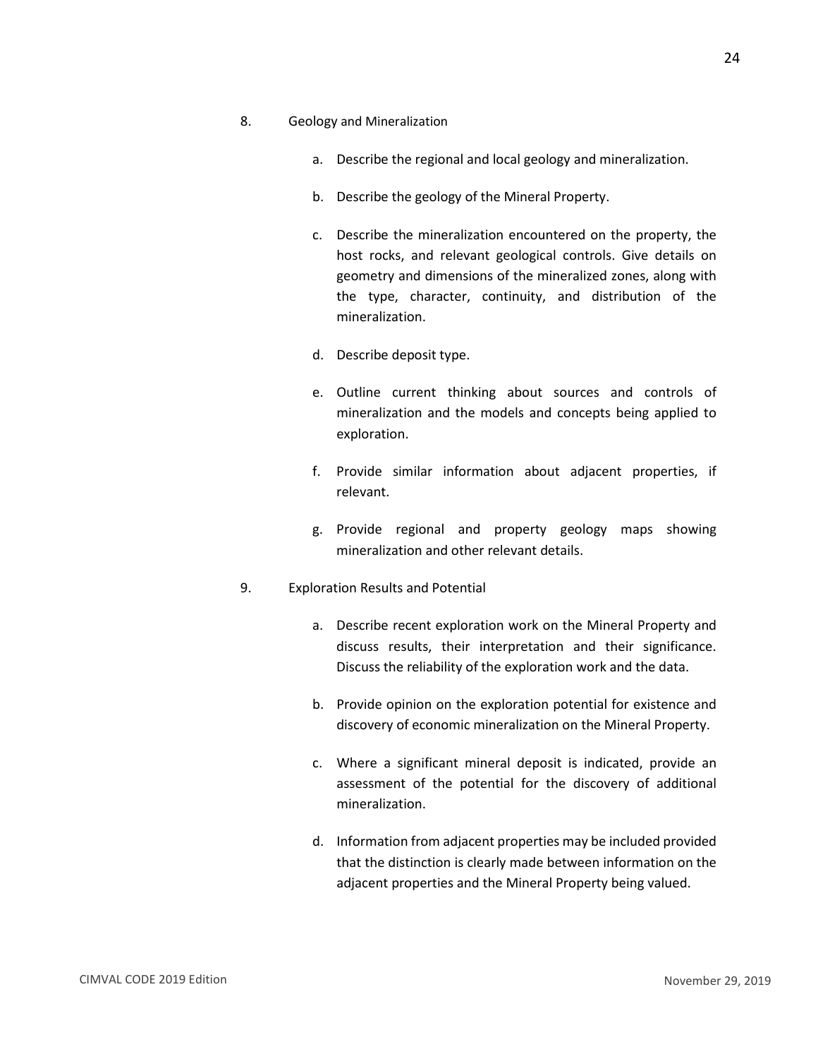8. Geology and Mineralization

   a. Describe the regional and local geology and mineralization.

   b. Describe the geology of the Mineral Property.

   c. Describe the mineralization encountered on the property, the host rocks, and relevant geological controls. Give details on geometry and dimensions of the mineralized zones, along with the type, character, continuity, and distribution of the mineralization.

   d. Describe deposit type.

   e. Outline current thinking about sources and controls of mineralization and the models and concepts being applied to exploration.

   f. Provide similar information about adjacent properties, if relevant.

   g. Provide regional and property geology maps showing mineralization and other relevant details.

9. Exploration Results and Potential

   a. Describe recent exploration work on the Mineral Property and discuss results, their interpretation and their significance. Discuss the reliability of the exploration work and the data.

   b. Provide opinion on the exploration potential for existence and discovery of economic mineralization on the Mineral Property.

   c. Where a significant mineral deposit is indicated, provide an assessment of the potential for the discovery of additional mineralization.

   d. Information from adjacent properties may be included provided that the distinction is clearly made between information on the adjacent properties and the Mineral Property being valued.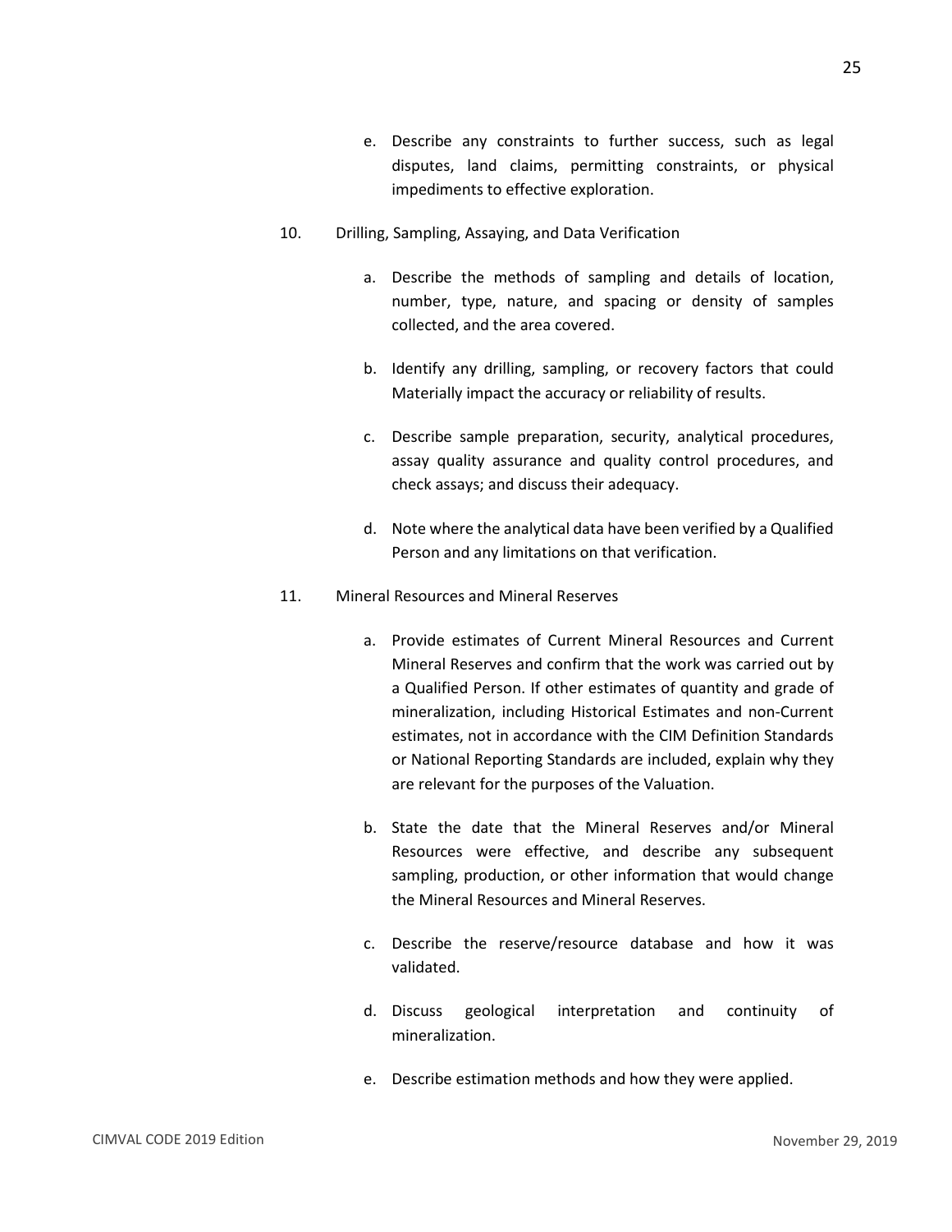e. Describe any constraints to further success, such as legal disputes, land claims, permitting constraints, or physical impediments to effective exploration.

10. Drilling, Sampling, Assaying, and Data Verification

    a. Describe the methods of sampling and details of location, number, type, nature, and spacing or density of samples collected, and the area covered.

    b. Identify any drilling, sampling, or recovery factors that could Materially impact the accuracy or reliability of results.

    c. Describe sample preparation, security, analytical procedures, assay quality assurance and quality control procedures, and check assays; and discuss their adequacy.

    d. Note where the analytical data have been verified by a Qualified Person and any limitations on that verification.

11. Mineral Resources and Mineral Reserves

    a. Provide estimates of Current Mineral Resources and Current Mineral Reserves and confirm that the work was carried out by a Qualified Person. If other estimates of quantity and grade of mineralization, including Historical Estimates and non-Current estimates, not in accordance with the CIM Definition Standards or National Reporting Standards are included, explain why they are relevant for the purposes of the Valuation.

    b. State the date that the Mineral Reserves and/or Mineral Resources were effective, and describe any subsequent sampling, production, or other information that would change the Mineral Resources and Mineral Reserves.

    c. Describe the reserve/resource database and how it was validated.

    d. Discuss geological interpretation and continuity of mineralization.

    e. Describe estimation methods and how they were applied.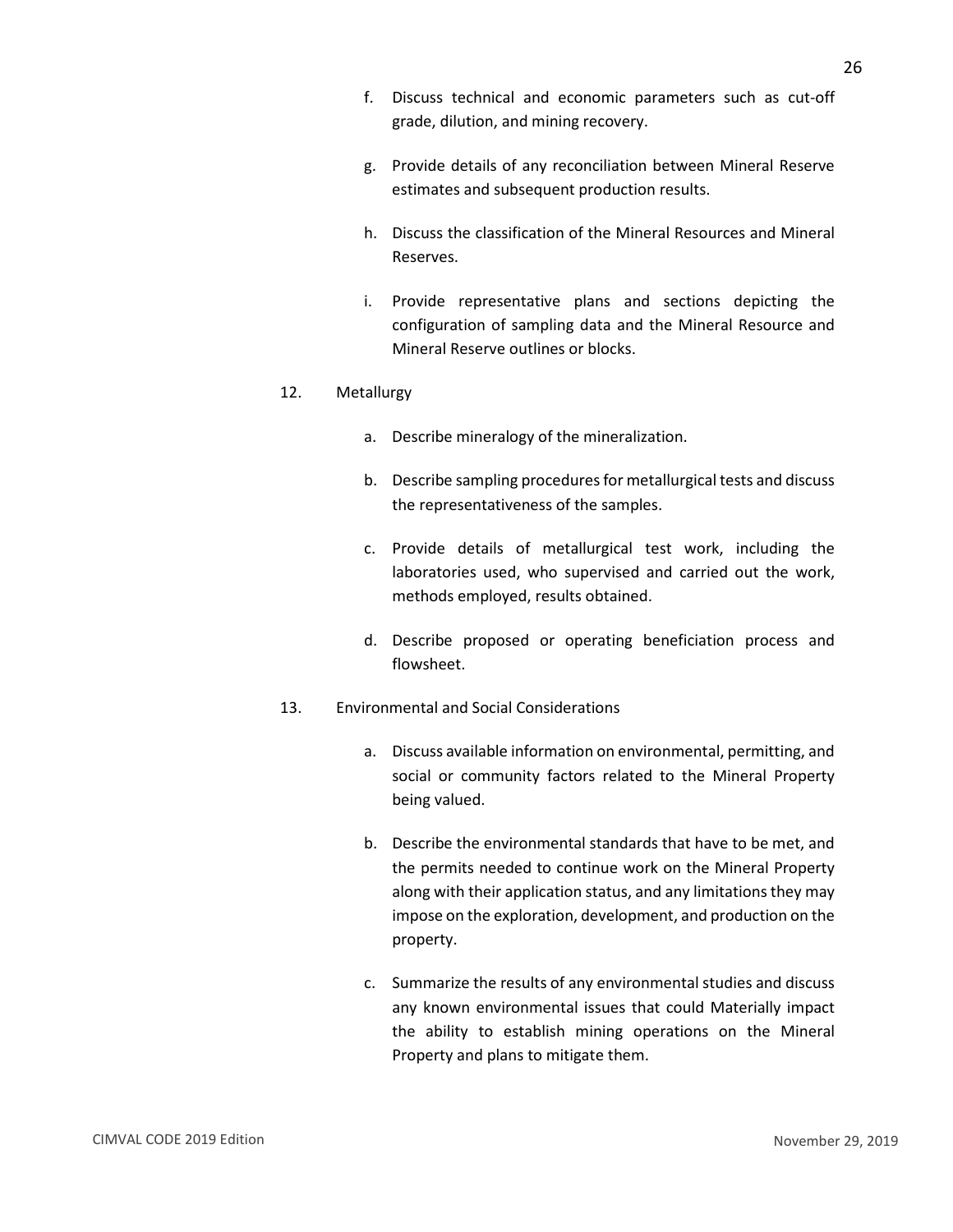f. Discuss technical and economic parameters such as cut-off grade, dilution, and mining recovery.

g. Provide details of any reconciliation between Mineral Reserve estimates and subsequent production results.

h. Discuss the classification of the Mineral Resources and Mineral Reserves.

i. Provide representative plans and sections depicting the configuration of sampling data and the Mineral Resource and Mineral Reserve outlines or blocks.

12. Metallurgy

a. Describe mineralogy of the mineralization.

b. Describe sampling procedures for metallurgical tests and discuss the representativeness of the samples.

c. Provide details of metallurgical test work, including the laboratories used, who supervised and carried out the work, methods employed, results obtained.

d. Describe proposed or operating beneficiation process and flowsheet.

13. Environmental and Social Considerations

a. Discuss available information on environmental, permitting, and social or community factors related to the Mineral Property being valued.

b. Describe the environmental standards that have to be met, and the permits needed to continue work on the Mineral Property along with their application status, and any limitations they may impose on the exploration, development, and production on the property.

c. Summarize the results of any environmental studies and discuss any known environmental issues that could Materially impact the ability to establish mining operations on the Mineral Property and plans to mitigate them.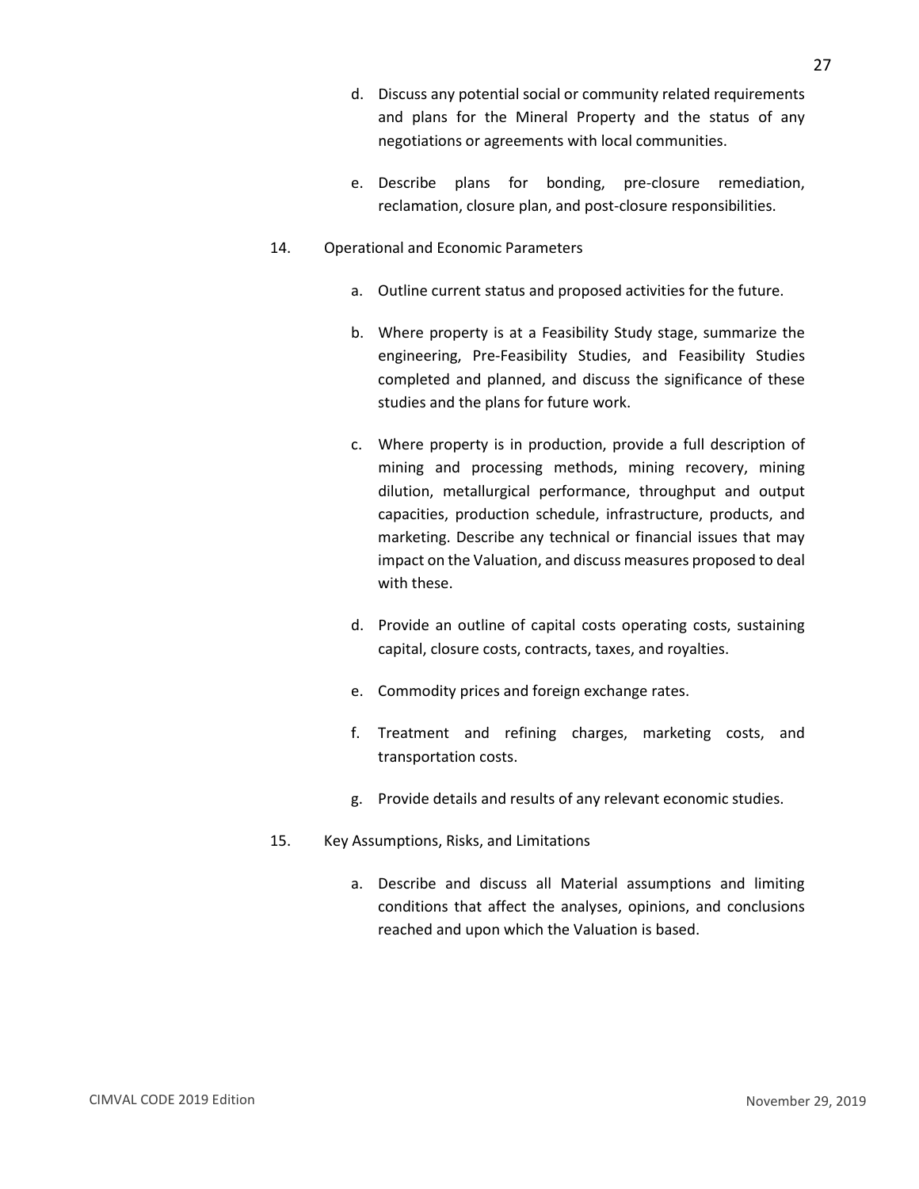d. Discuss any potential social or community related requirements and plans for the Mineral Property and the status of any negotiations or agreements with local communities.

e. Describe plans for bonding, pre-closure remediation, reclamation, closure plan, and post-closure responsibilities.

14. Operational and Economic Parameters

a. Outline current status and proposed activities for the future.

b. Where property is at a Feasibility Study stage, summarize the engineering, Pre-Feasibility Studies, and Feasibility Studies completed and planned, and discuss the significance of these studies and the plans for future work.

c. Where property is in production, provide a full description of mining and processing methods, mining recovery, mining dilution, metallurgical performance, throughput and output capacities, production schedule, infrastructure, products, and marketing. Describe any technical or financial issues that may impact on the Valuation, and discuss measures proposed to deal with these.

d. Provide an outline of capital costs operating costs, sustaining capital, closure costs, contracts, taxes, and royalties.

e. Commodity prices and foreign exchange rates.

f. Treatment and refining charges, marketing costs, and transportation costs.

g. Provide details and results of any relevant economic studies.

15. Key Assumptions, Risks, and Limitations

a. Describe and discuss all Material assumptions and limiting conditions that affect the analyses, opinions, and conclusions reached and upon which the Valuation is based.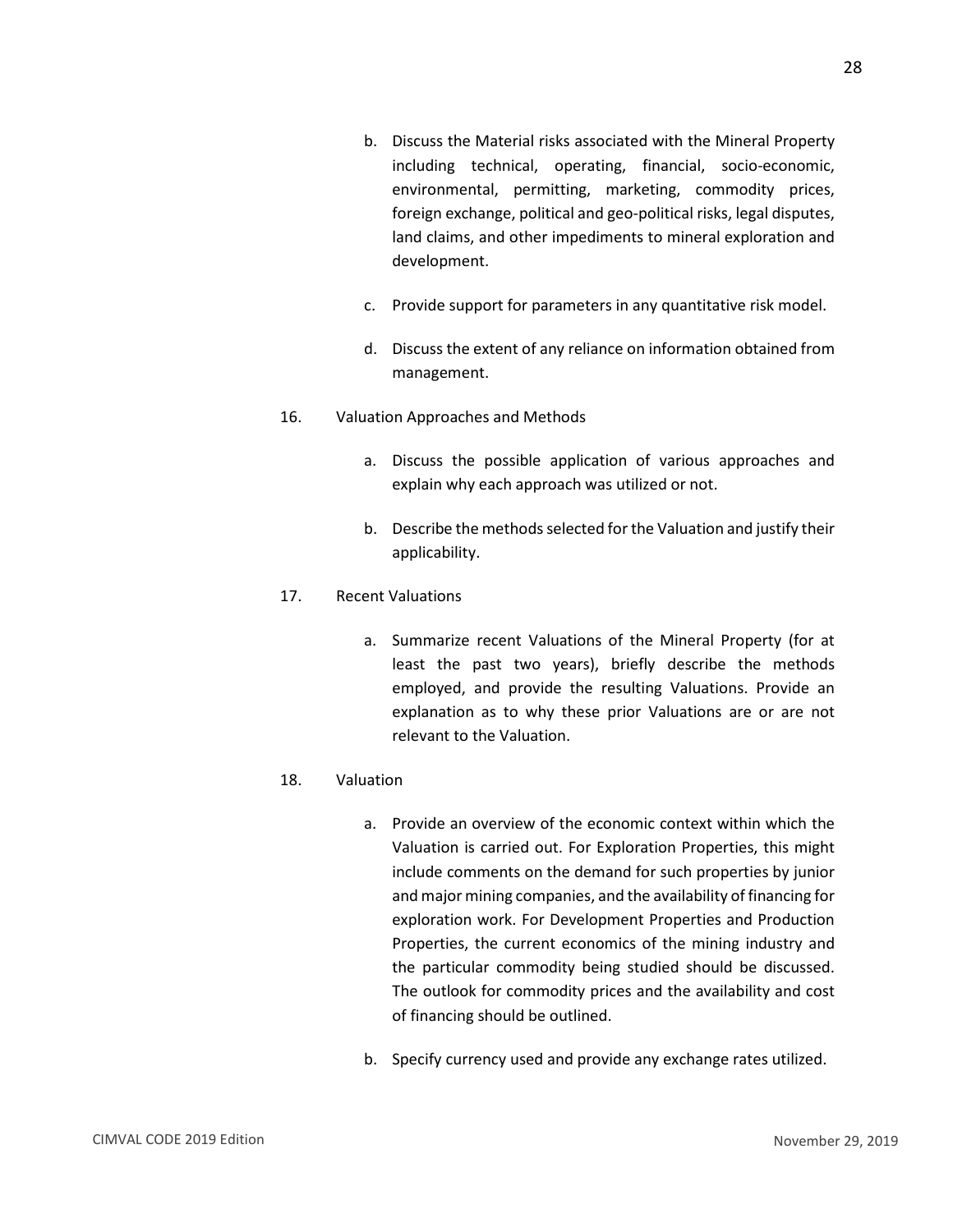b. Discuss the Material risks associated with the Mineral Property including technical, operating, financial, socio-economic, environmental, permitting, marketing, commodity prices, foreign exchange, political and geo-political risks, legal disputes, land claims, and other impediments to mineral exploration and development.

c. Provide support for parameters in any quantitative risk model.

d. Discuss the extent of any reliance on information obtained from management.

16. Valuation Approaches and Methods

   a. Discuss the possible application of various approaches and explain why each approach was utilized or not.

   b. Describe the methods selected for the Valuation and justify their applicability.

17. Recent Valuations

   a. Summarize recent Valuations of the Mineral Property (for at least the past two years), briefly describe the methods employed, and provide the resulting Valuations. Provide an explanation as to why these prior Valuations are or are not relevant to the Valuation.

18. Valuation

   a. Provide an overview of the economic context within which the Valuation is carried out. For Exploration Properties, this might include comments on the demand for such properties by junior and major mining companies, and the availability of financing for exploration work. For Development Properties and Production Properties, the current economics of the mining industry and the particular commodity being studied should be discussed. The outlook for commodity prices and the availability and cost of financing should be outlined.

   b. Specify currency used and provide any exchange rates utilized.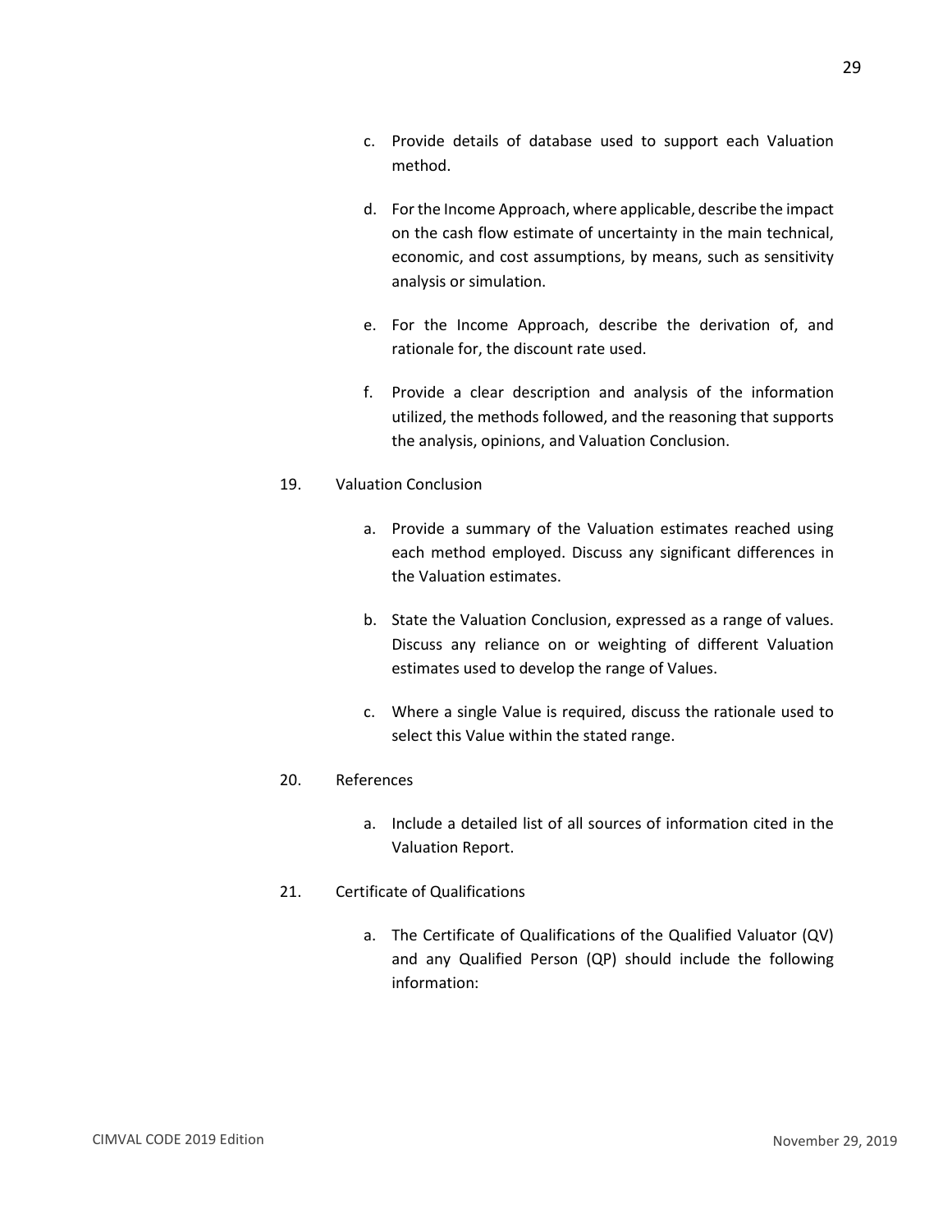c. Provide details of database used to support each Valuation method.

d. For the Income Approach, where applicable, describe the impact on the cash flow estimate of uncertainty in the main technical, economic, and cost assumptions, by means, such as sensitivity analysis or simulation.

e. For the Income Approach, describe the derivation of, and rationale for, the discount rate used.

f. Provide a clear description and analysis of the information utilized, the methods followed, and the reasoning that supports the analysis, opinions, and Valuation Conclusion.

19. Valuation Conclusion

a. Provide a summary of the Valuation estimates reached using each method employed. Discuss any significant differences in the Valuation estimates.

b. State the Valuation Conclusion, expressed as a range of values. Discuss any reliance on or weighting of different Valuation estimates used to develop the range of Values.

c. Where a single Value is required, discuss the rationale used to select this Value within the stated range.

20. References

a. Include a detailed list of all sources of information cited in the Valuation Report.

21. Certificate of Qualifications

a. The Certificate of Qualifications of the Qualified Valuator (QV) and any Qualified Person (QP) should include the following information: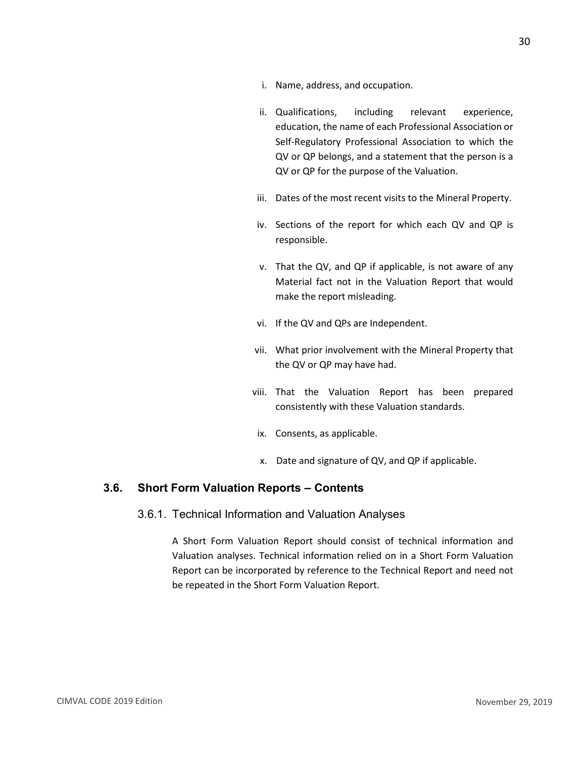i. Name, address, and occupation.

ii. Qualifications, including relevant experience, education, the name of each Professional Association or Self-Regulatory Professional Association to which the QV or QP belongs, and a statement that the person is a QV or QP for the purpose of the Valuation.

iii. Dates of the most recent visits to the Mineral Property.

iv. Sections of the report for which each QV and QP is responsible.

v. That the QV, and QP if applicable, is not aware of any Material fact not in the Valuation Report that would make the report misleading.

vi. If the QV and QPs are Independent.

vii. What prior involvement with the Mineral Property that the QV or QP may have had.

viii. That the Valuation Report has been prepared consistently with these Valuation standards.

ix. Consents, as applicable.

x. Date and signature of QV, and QP if applicable.

## 3.6. Short Form Valuation Reports – Contents

### 3.6.1. Technical Information and Valuation Analyses

A Short Form Valuation Report should consist of technical information and Valuation analyses. Technical information relied on in a Short Form Valuation Report can be incorporated by reference to the Technical Report and need not be repeated in the Short Form Valuation Report.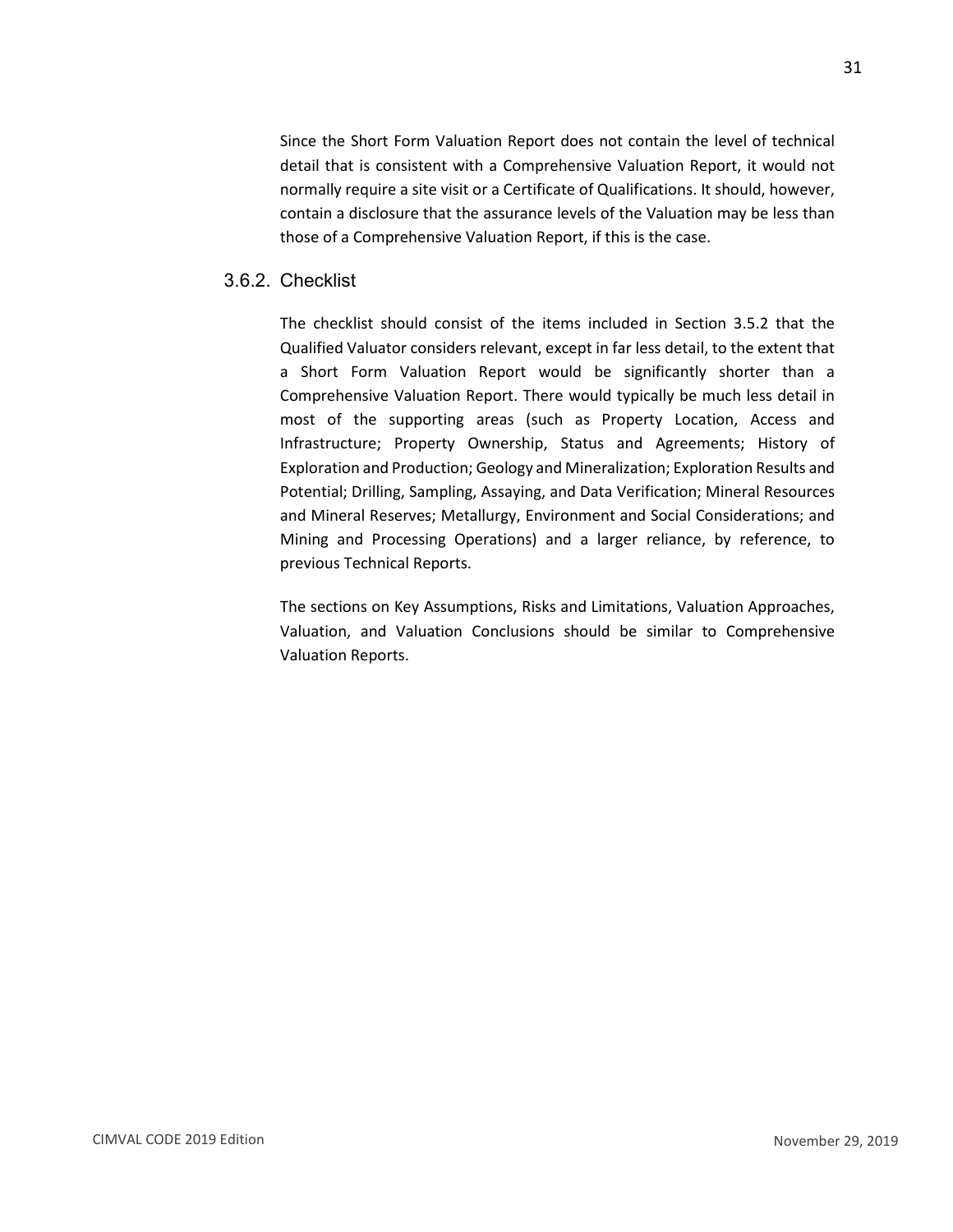Since the Short Form Valuation Report does not contain the level of technical detail that is consistent with a Comprehensive Valuation Report, it would not normally require a site visit or a Certificate of Qualifications. It should, however, contain a disclosure that the assurance levels of the Valuation may be less than those of a Comprehensive Valuation Report, if this is the case.

### 3.6.2. Checklist

The checklist should consist of the items included in Section 3.5.2 that the Qualified Valuator considers relevant, except in far less detail, to the extent that a Short Form Valuation Report would be significantly shorter than a Comprehensive Valuation Report. There would typically be much less detail in most of the supporting areas (such as Property Location, Access and Infrastructure; Property Ownership, Status and Agreements; History of Exploration and Production; Geology and Mineralization; Exploration Results and Potential; Drilling, Sampling, Assaying, and Data Verification; Mineral Resources and Mineral Reserves; Metallurgy, Environment and Social Considerations; and Mining and Processing Operations) and a larger reliance, by reference, to previous Technical Reports.

The sections on Key Assumptions, Risks and Limitations, Valuation Approaches, Valuation, and Valuation Conclusions should be similar to Comprehensive Valuation Reports.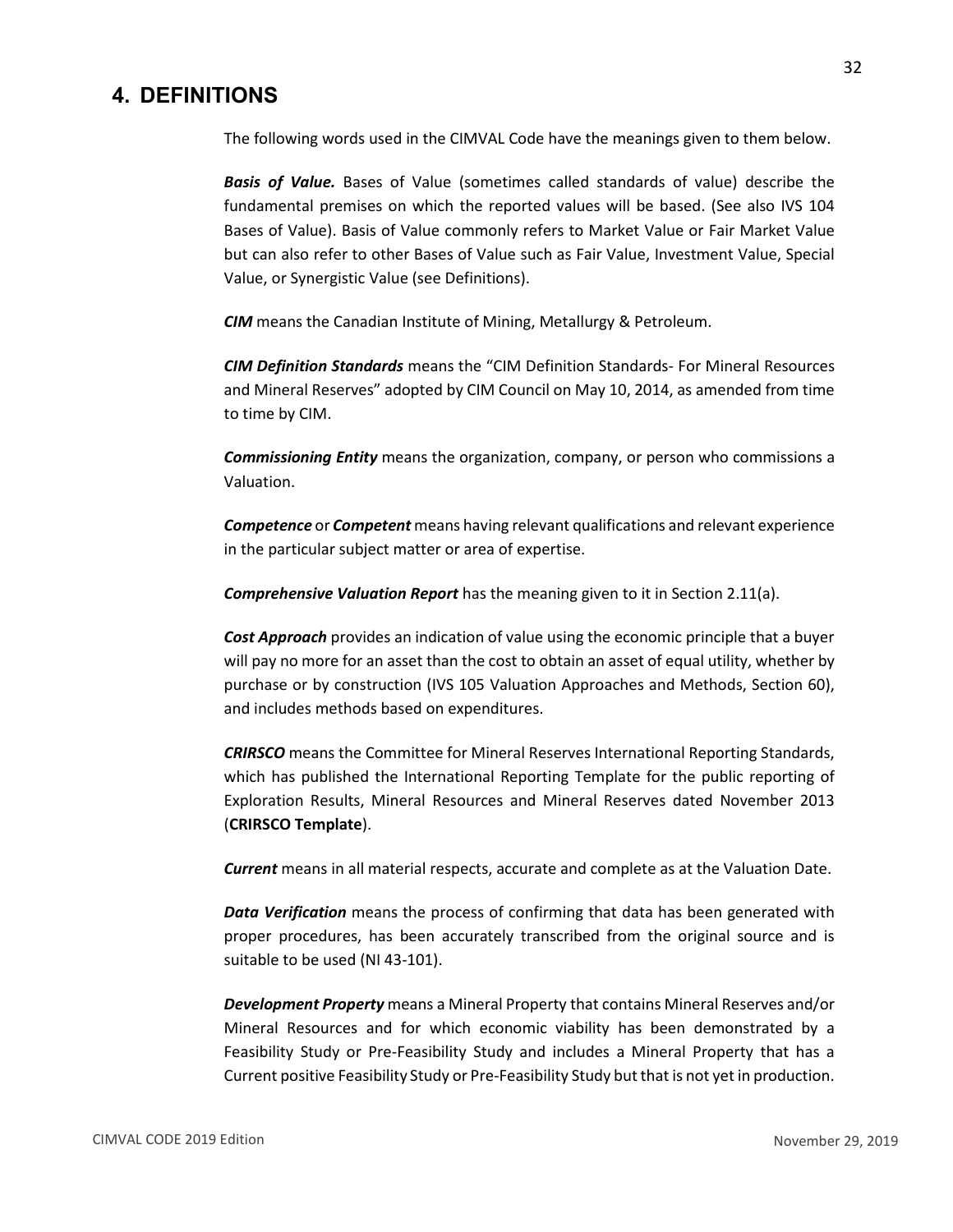# 4. DEFINITIONS

The following words used in the CIMVAL Code have the meanings given to them below.

***Basis of Value.*** Bases of Value (sometimes called standards of value) describe the fundamental premises on which the reported values will be based. (See also IVS 104 Bases of Value). Basis of Value commonly refers to Market Value or Fair Market Value but can also refer to other Bases of Value such as Fair Value, Investment Value, Special Value, or Synergistic Value (see Definitions).

***CIM*** means the Canadian Institute of Mining, Metallurgy & Petroleum.

***CIM Definition Standards*** means the "CIM Definition Standards- For Mineral Resources and Mineral Reserves" adopted by CIM Council on May 10, 2014, as amended from time to time by CIM.

***Commissioning Entity*** means the organization, company, or person who commissions a Valuation.

***Competence*** or ***Competent*** means having relevant qualifications and relevant experience in the particular subject matter or area of expertise.

***Comprehensive Valuation Report*** has the meaning given to it in Section 2.11(a).

***Cost Approach*** provides an indication of value using the economic principle that a buyer will pay no more for an asset than the cost to obtain an asset of equal utility, whether by purchase or by construction (IVS 105 Valuation Approaches and Methods, Section 60), and includes methods based on expenditures.

***CRIRSCO*** means the Committee for Mineral Reserves International Reporting Standards, which has published the International Reporting Template for the public reporting of Exploration Results, Mineral Resources and Mineral Reserves dated November 2013 (**CRIRSCO Template**).

***Current*** means in all material respects, accurate and complete as at the Valuation Date.

***Data Verification*** means the process of confirming that data has been generated with proper procedures, has been accurately transcribed from the original source and is suitable to be used (NI 43-101).

***Development Property*** means a Mineral Property that contains Mineral Reserves and/or Mineral Resources and for which economic viability has been demonstrated by a Feasibility Study or Pre-Feasibility Study and includes a Mineral Property that has a Current positive Feasibility Study or Pre-Feasibility Study but that is not yet in production.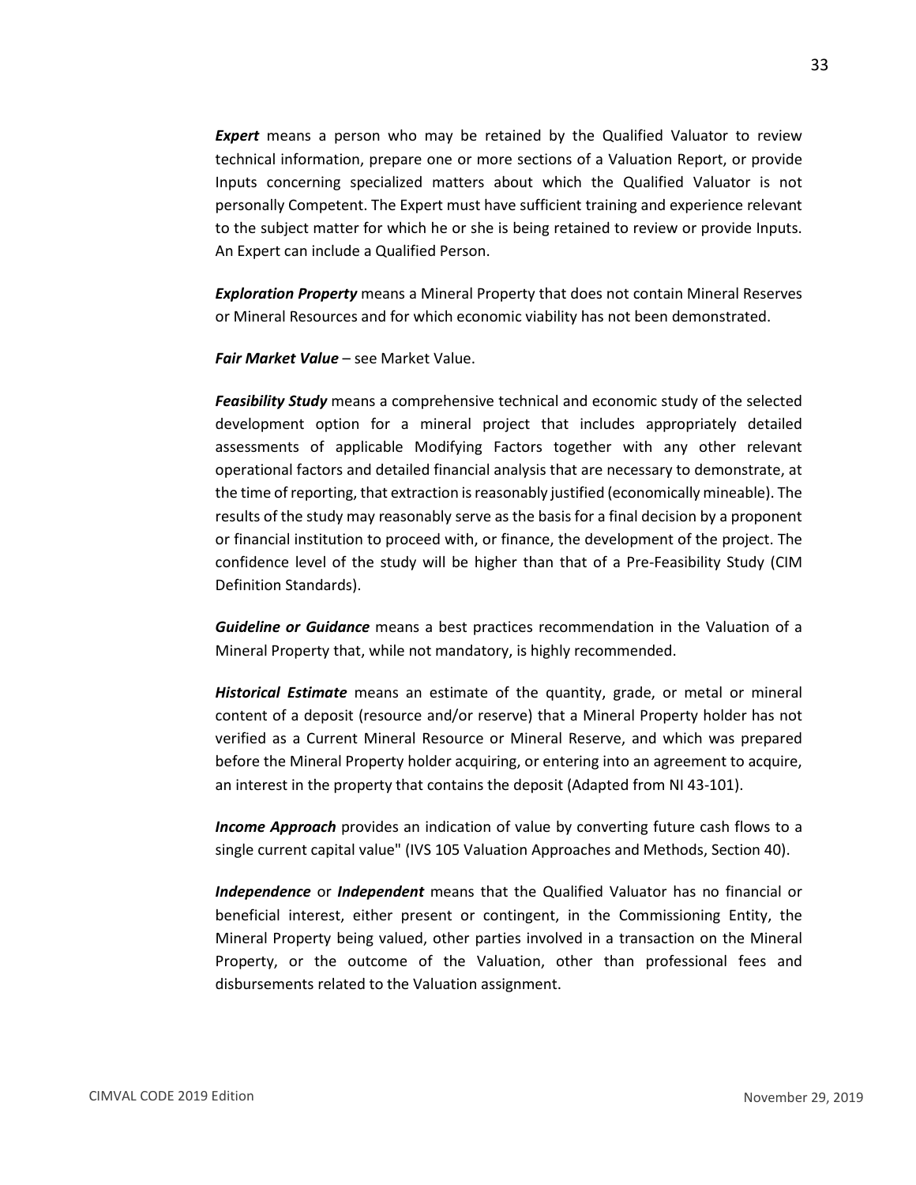***Expert*** means a person who may be retained by the Qualified Valuator to review technical information, prepare one or more sections of a Valuation Report, or provide Inputs concerning specialized matters about which the Qualified Valuator is not personally Competent. The Expert must have sufficient training and experience relevant to the subject matter for which he or she is being retained to review or provide Inputs. An Expert can include a Qualified Person.

***Exploration Property*** means a Mineral Property that does not contain Mineral Reserves or Mineral Resources and for which economic viability has not been demonstrated.

***Fair Market Value*** – see Market Value.

***Feasibility Study*** means a comprehensive technical and economic study of the selected development option for a mineral project that includes appropriately detailed assessments of applicable Modifying Factors together with any other relevant operational factors and detailed financial analysis that are necessary to demonstrate, at the time of reporting, that extraction is reasonably justified (economically mineable). The results of the study may reasonably serve as the basis for a final decision by a proponent or financial institution to proceed with, or finance, the development of the project. The confidence level of the study will be higher than that of a Pre-Feasibility Study (CIM Definition Standards).

***Guideline or Guidance*** means a best practices recommendation in the Valuation of a Mineral Property that, while not mandatory, is highly recommended.

***Historical Estimate*** means an estimate of the quantity, grade, or metal or mineral content of a deposit (resource and/or reserve) that a Mineral Property holder has not verified as a Current Mineral Resource or Mineral Reserve, and which was prepared before the Mineral Property holder acquiring, or entering into an agreement to acquire, an interest in the property that contains the deposit (Adapted from NI 43-101).

***Income Approach*** provides an indication of value by converting future cash flows to a single current capital value" (IVS 105 Valuation Approaches and Methods, Section 40).

***Independence*** or ***Independent*** means that the Qualified Valuator has no financial or beneficial interest, either present or contingent, in the Commissioning Entity, the Mineral Property being valued, other parties involved in a transaction on the Mineral Property, or the outcome of the Valuation, other than professional fees and disbursements related to the Valuation assignment.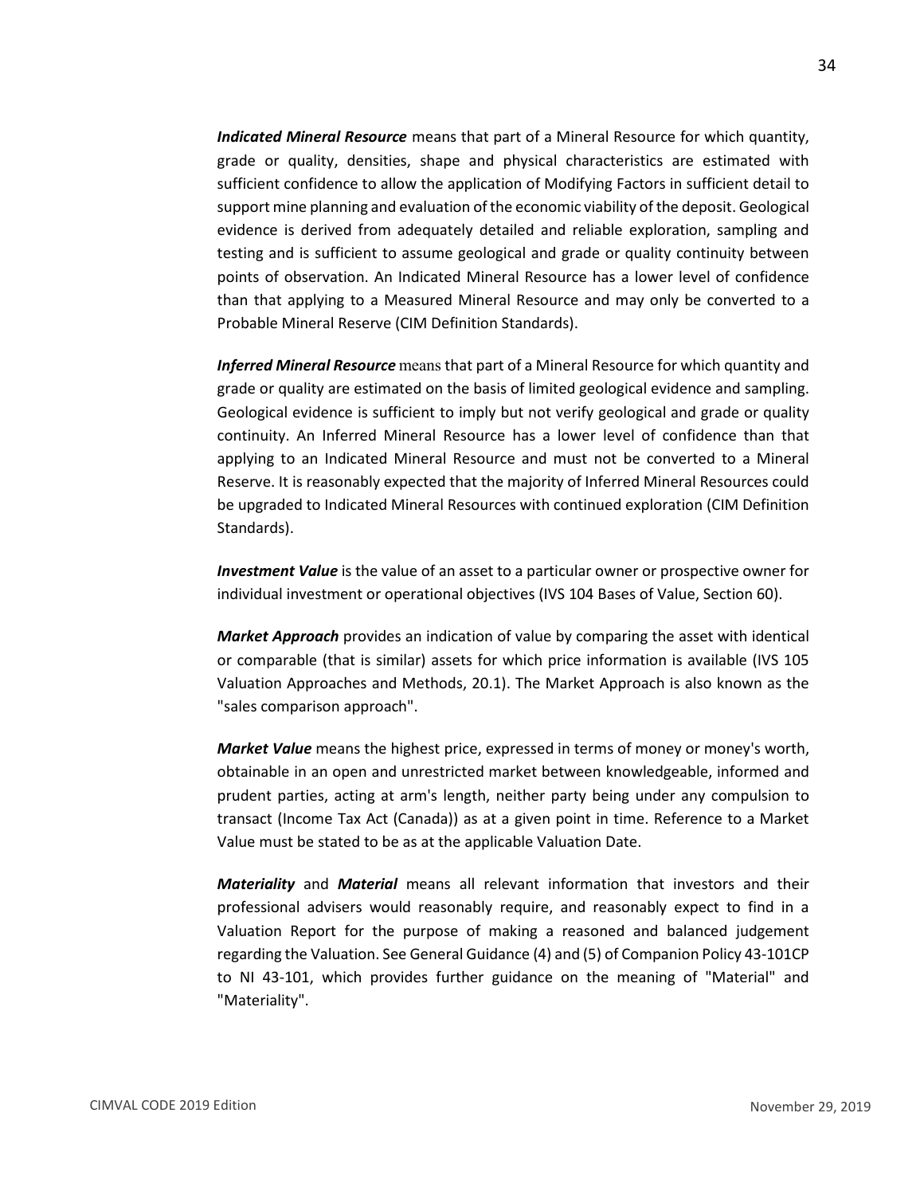***Indicated Mineral Resource*** means that part of a Mineral Resource for which quantity, grade or quality, densities, shape and physical characteristics are estimated with sufficient confidence to allow the application of Modifying Factors in sufficient detail to support mine planning and evaluation of the economic viability of the deposit. Geological evidence is derived from adequately detailed and reliable exploration, sampling and testing and is sufficient to assume geological and grade or quality continuity between points of observation. An Indicated Mineral Resource has a lower level of confidence than that applying to a Measured Mineral Resource and may only be converted to a Probable Mineral Reserve (CIM Definition Standards).

***Inferred Mineral Resource*** means that part of a Mineral Resource for which quantity and grade or quality are estimated on the basis of limited geological evidence and sampling. Geological evidence is sufficient to imply but not verify geological and grade or quality continuity. An Inferred Mineral Resource has a lower level of confidence than that applying to an Indicated Mineral Resource and must not be converted to a Mineral Reserve. It is reasonably expected that the majority of Inferred Mineral Resources could be upgraded to Indicated Mineral Resources with continued exploration (CIM Definition Standards).

***Investment Value*** is the value of an asset to a particular owner or prospective owner for individual investment or operational objectives (IVS 104 Bases of Value, Section 60).

***Market Approach*** provides an indication of value by comparing the asset with identical or comparable (that is similar) assets for which price information is available (IVS 105 Valuation Approaches and Methods, 20.1). The Market Approach is also known as the "sales comparison approach".

***Market Value*** means the highest price, expressed in terms of money or money's worth, obtainable in an open and unrestricted market between knowledgeable, informed and prudent parties, acting at arm's length, neither party being under any compulsion to transact (Income Tax Act (Canada)) as at a given point in time. Reference to a Market Value must be stated to be as at the applicable Valuation Date.

***Materiality*** and ***Material*** means all relevant information that investors and their professional advisers would reasonably require, and reasonably expect to find in a Valuation Report for the purpose of making a reasoned and balanced judgement regarding the Valuation. See General Guidance (4) and (5) of Companion Policy 43-101CP to NI 43-101, which provides further guidance on the meaning of "Material" and "Materiality".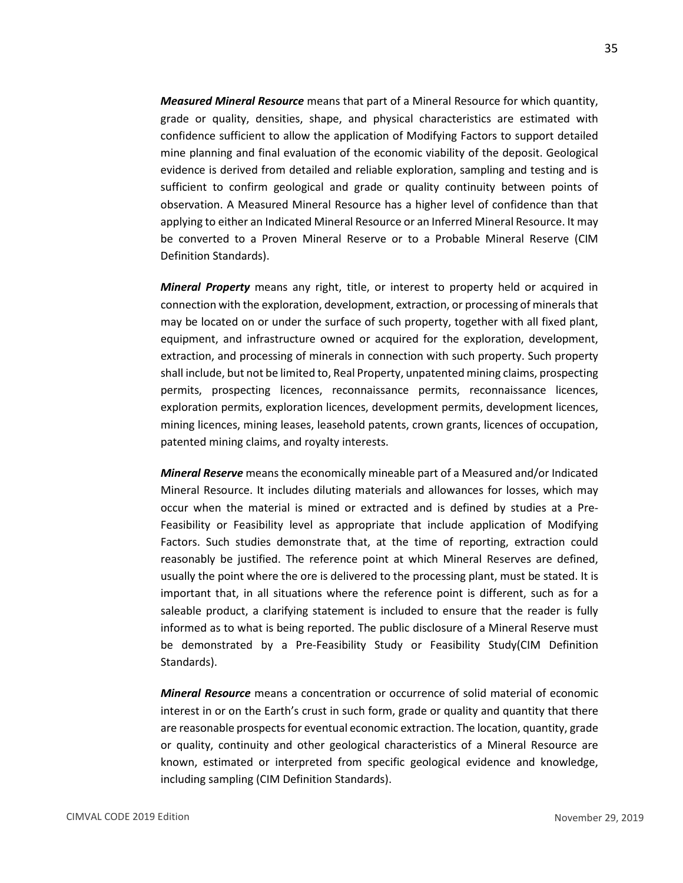***Measured Mineral Resource*** means that part of a Mineral Resource for which quantity, grade or quality, densities, shape, and physical characteristics are estimated with confidence sufficient to allow the application of Modifying Factors to support detailed mine planning and final evaluation of the economic viability of the deposit. Geological evidence is derived from detailed and reliable exploration, sampling and testing and is sufficient to confirm geological and grade or quality continuity between points of observation. A Measured Mineral Resource has a higher level of confidence than that applying to either an Indicated Mineral Resource or an Inferred Mineral Resource. It may be converted to a Proven Mineral Reserve or to a Probable Mineral Reserve (CIM Definition Standards).

***Mineral Property*** means any right, title, or interest to property held or acquired in connection with the exploration, development, extraction, or processing of minerals that may be located on or under the surface of such property, together with all fixed plant, equipment, and infrastructure owned or acquired for the exploration, development, extraction, and processing of minerals in connection with such property. Such property shall include, but not be limited to, Real Property, unpatented mining claims, prospecting permits, prospecting licences, reconnaissance permits, reconnaissance licences, exploration permits, exploration licences, development permits, development licences, mining licences, mining leases, leasehold patents, crown grants, licences of occupation, patented mining claims, and royalty interests.

***Mineral Reserve*** means the economically mineable part of a Measured and/or Indicated Mineral Resource. It includes diluting materials and allowances for losses, which may occur when the material is mined or extracted and is defined by studies at a Pre-Feasibility or Feasibility level as appropriate that include application of Modifying Factors. Such studies demonstrate that, at the time of reporting, extraction could reasonably be justified. The reference point at which Mineral Reserves are defined, usually the point where the ore is delivered to the processing plant, must be stated. It is important that, in all situations where the reference point is different, such as for a saleable product, a clarifying statement is included to ensure that the reader is fully informed as to what is being reported. The public disclosure of a Mineral Reserve must be demonstrated by a Pre-Feasibility Study or Feasibility Study(CIM Definition Standards).

***Mineral Resource*** means a concentration or occurrence of solid material of economic interest in or on the Earth's crust in such form, grade or quality and quantity that there are reasonable prospects for eventual economic extraction. The location, quantity, grade or quality, continuity and other geological characteristics of a Mineral Resource are known, estimated or interpreted from specific geological evidence and knowledge, including sampling (CIM Definition Standards).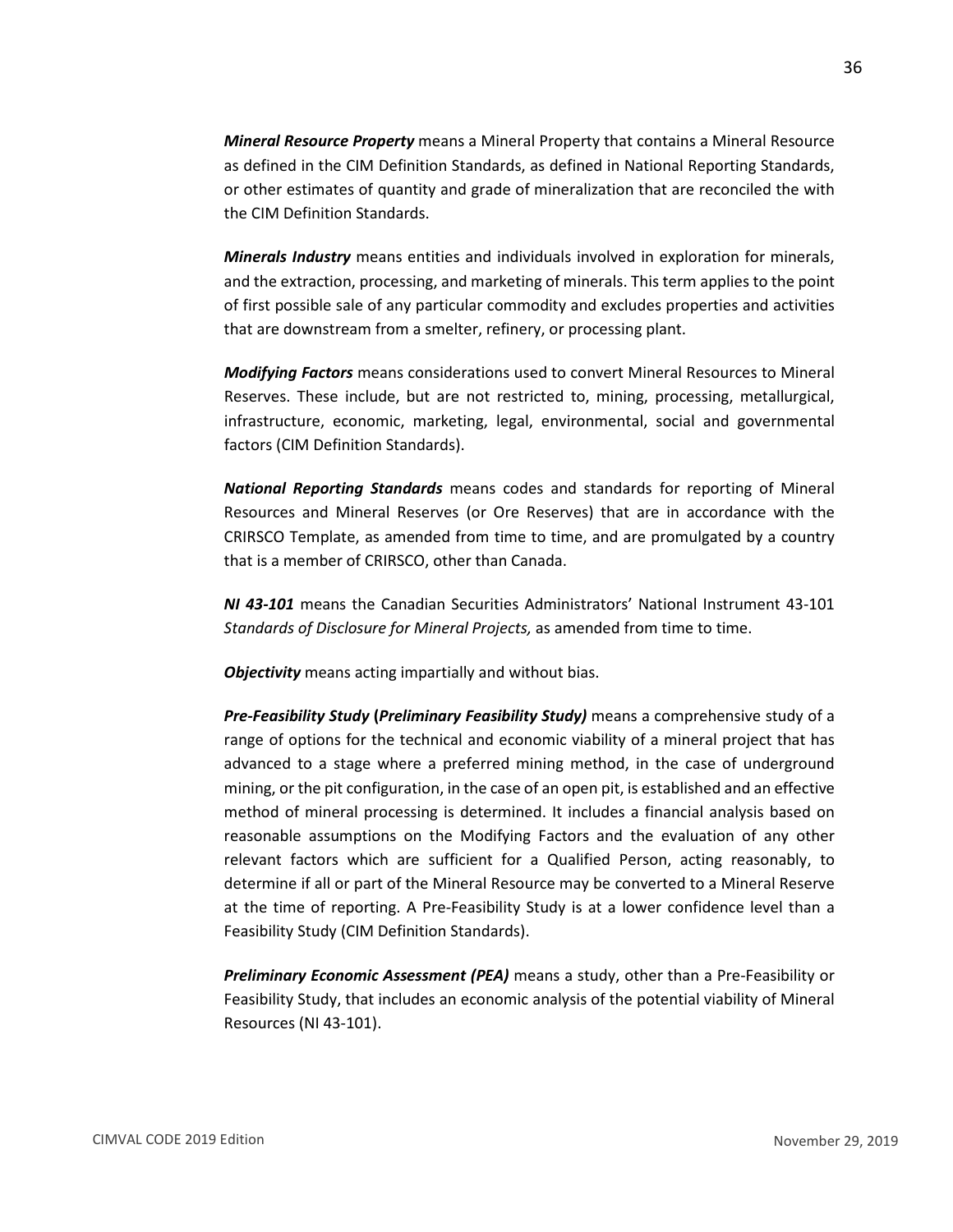***Mineral Resource Property*** means a Mineral Property that contains a Mineral Resource as defined in the CIM Definition Standards, as defined in National Reporting Standards, or other estimates of quantity and grade of mineralization that are reconciled the with the CIM Definition Standards.

***Minerals Industry*** means entities and individuals involved in exploration for minerals, and the extraction, processing, and marketing of minerals. This term applies to the point of first possible sale of any particular commodity and excludes properties and activities that are downstream from a smelter, refinery, or processing plant.

***Modifying Factors*** means considerations used to convert Mineral Resources to Mineral Reserves. These include, but are not restricted to, mining, processing, metallurgical, infrastructure, economic, marketing, legal, environmental, social and governmental factors (CIM Definition Standards).

***National Reporting Standards*** means codes and standards for reporting of Mineral Resources and Mineral Reserves (or Ore Reserves) that are in accordance with the CRIRSCO Template, as amended from time to time, and are promulgated by a country that is a member of CRIRSCO, other than Canada.

***NI 43-101*** means the Canadian Securities Administrators' National Instrument 43-101 *Standards of Disclosure for Mineral Projects,* as amended from time to time.

***Objectivity*** means acting impartially and without bias.

***Pre-Feasibility Study* (*Preliminary Feasibility Study)*** means a comprehensive study of a range of options for the technical and economic viability of a mineral project that has advanced to a stage where a preferred mining method, in the case of underground mining, or the pit configuration, in the case of an open pit, is established and an effective method of mineral processing is determined. It includes a financial analysis based on reasonable assumptions on the Modifying Factors and the evaluation of any other relevant factors which are sufficient for a Qualified Person, acting reasonably, to determine if all or part of the Mineral Resource may be converted to a Mineral Reserve at the time of reporting. A Pre-Feasibility Study is at a lower confidence level than a Feasibility Study (CIM Definition Standards).

***Preliminary Economic Assessment (PEA)*** means a study, other than a Pre-Feasibility or Feasibility Study, that includes an economic analysis of the potential viability of Mineral Resources (NI 43-101).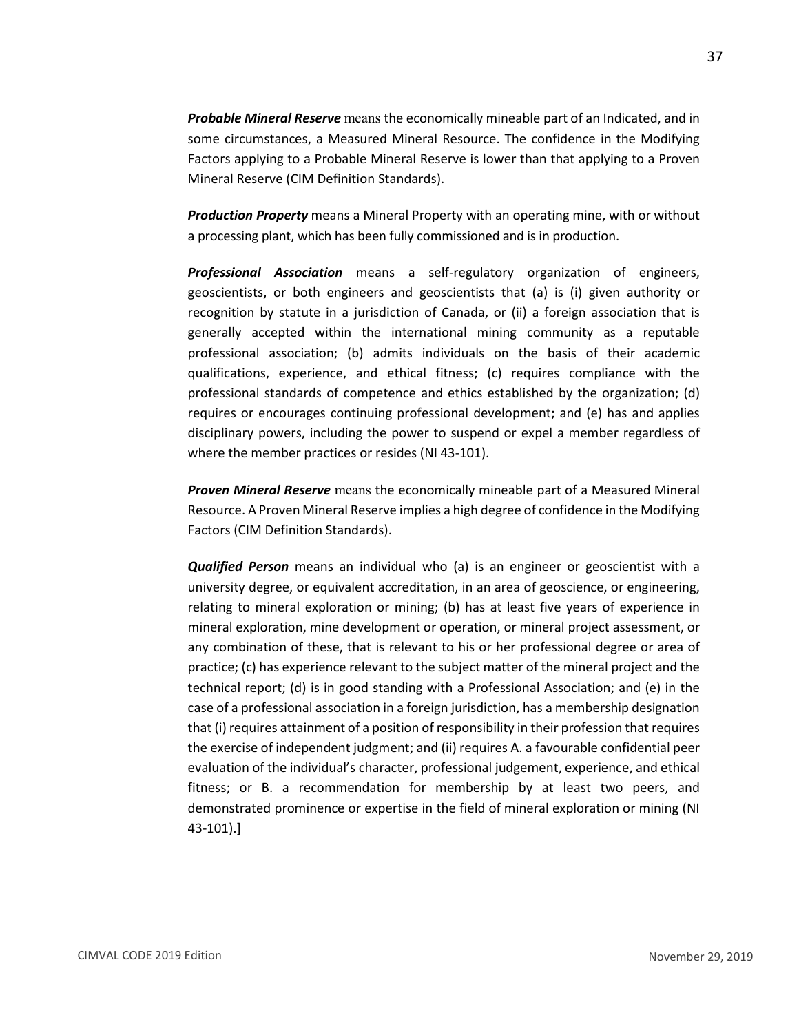***Probable Mineral Reserve*** means the economically mineable part of an Indicated, and in some circumstances, a Measured Mineral Resource. The confidence in the Modifying Factors applying to a Probable Mineral Reserve is lower than that applying to a Proven Mineral Reserve (CIM Definition Standards).

***Production Property*** means a Mineral Property with an operating mine, with or without a processing plant, which has been fully commissioned and is in production.

***Professional Association*** means a self-regulatory organization of engineers, geoscientists, or both engineers and geoscientists that (a) is (i) given authority or recognition by statute in a jurisdiction of Canada, or (ii) a foreign association that is generally accepted within the international mining community as a reputable professional association; (b) admits individuals on the basis of their academic qualifications, experience, and ethical fitness; (c) requires compliance with the professional standards of competence and ethics established by the organization; (d) requires or encourages continuing professional development; and (e) has and applies disciplinary powers, including the power to suspend or expel a member regardless of where the member practices or resides (NI 43-101).

***Proven Mineral Reserve*** means the economically mineable part of a Measured Mineral Resource. A Proven Mineral Reserve implies a high degree of confidence in the Modifying Factors (CIM Definition Standards).

***Qualified Person*** means an individual who (a) is an engineer or geoscientist with a university degree, or equivalent accreditation, in an area of geoscience, or engineering, relating to mineral exploration or mining; (b) has at least five years of experience in mineral exploration, mine development or operation, or mineral project assessment, or any combination of these, that is relevant to his or her professional degree or area of practice; (c) has experience relevant to the subject matter of the mineral project and the technical report; (d) is in good standing with a Professional Association; and (e) in the case of a professional association in a foreign jurisdiction, has a membership designation that (i) requires attainment of a position of responsibility in their profession that requires the exercise of independent judgment; and (ii) requires A. a favourable confidential peer evaluation of the individual's character, professional judgement, experience, and ethical fitness; or B. a recommendation for membership by at least two peers, and demonstrated prominence or expertise in the field of mineral exploration or mining (NI 43-101).]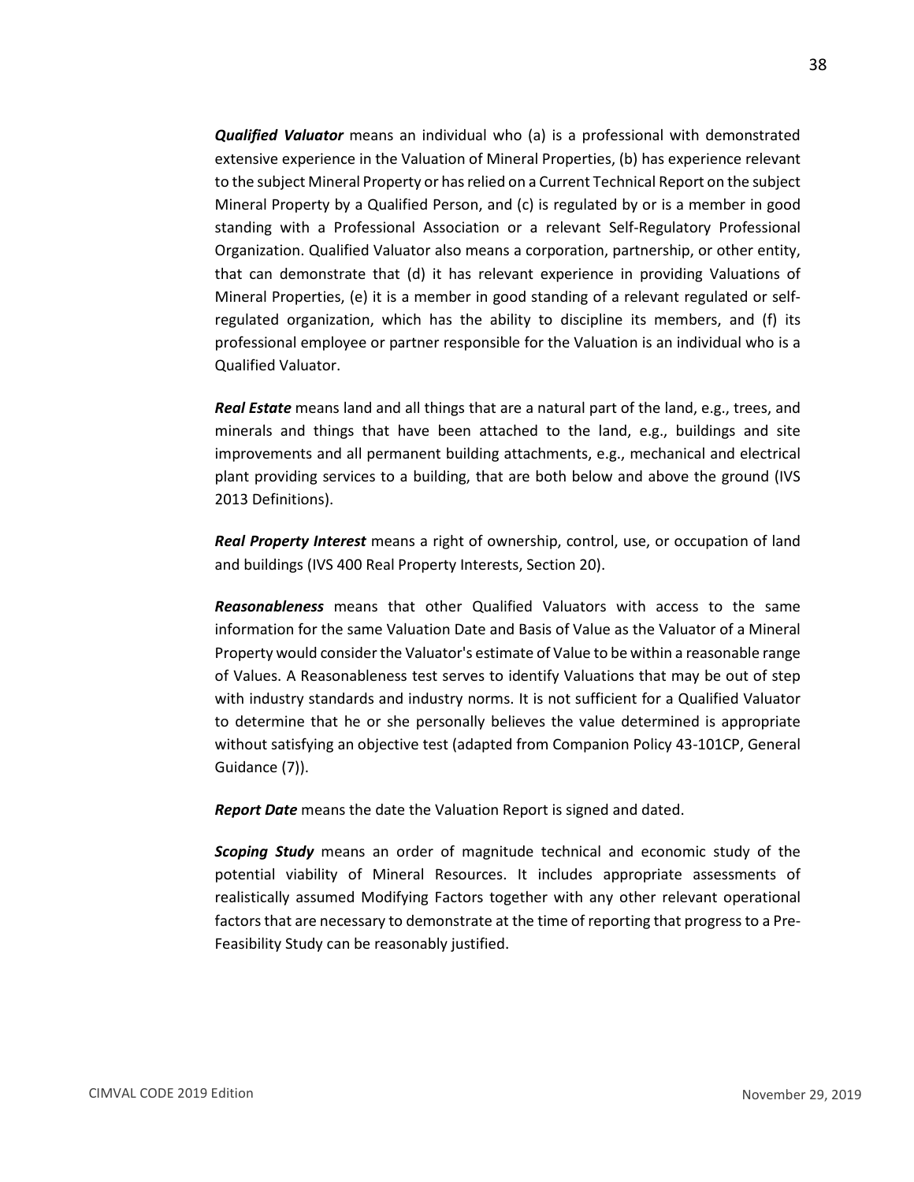***Qualified Valuator*** means an individual who (a) is a professional with demonstrated extensive experience in the Valuation of Mineral Properties, (b) has experience relevant to the subject Mineral Property or has relied on a Current Technical Report on the subject Mineral Property by a Qualified Person, and (c) is regulated by or is a member in good standing with a Professional Association or a relevant Self-Regulatory Professional Organization. Qualified Valuator also means a corporation, partnership, or other entity, that can demonstrate that (d) it has relevant experience in providing Valuations of Mineral Properties, (e) it is a member in good standing of a relevant regulated or self-regulated organization, which has the ability to discipline its members, and (f) its professional employee or partner responsible for the Valuation is an individual who is a Qualified Valuator.

***Real Estate*** means land and all things that are a natural part of the land, e.g., trees, and minerals and things that have been attached to the land, e.g., buildings and site improvements and all permanent building attachments, e.g., mechanical and electrical plant providing services to a building, that are both below and above the ground (IVS 2013 Definitions).

***Real Property Interest*** means a right of ownership, control, use, or occupation of land and buildings (IVS 400 Real Property Interests, Section 20).

***Reasonableness*** means that other Qualified Valuators with access to the same information for the same Valuation Date and Basis of Value as the Valuator of a Mineral Property would consider the Valuator's estimate of Value to be within a reasonable range of Values. A Reasonableness test serves to identify Valuations that may be out of step with industry standards and industry norms. It is not sufficient for a Qualified Valuator to determine that he or she personally believes the value determined is appropriate without satisfying an objective test (adapted from Companion Policy 43-101CP, General Guidance (7)).

***Report Date*** means the date the Valuation Report is signed and dated.

***Scoping Study*** means an order of magnitude technical and economic study of the potential viability of Mineral Resources. It includes appropriate assessments of realistically assumed Modifying Factors together with any other relevant operational factors that are necessary to demonstrate at the time of reporting that progress to a Pre-Feasibility Study can be reasonably justified.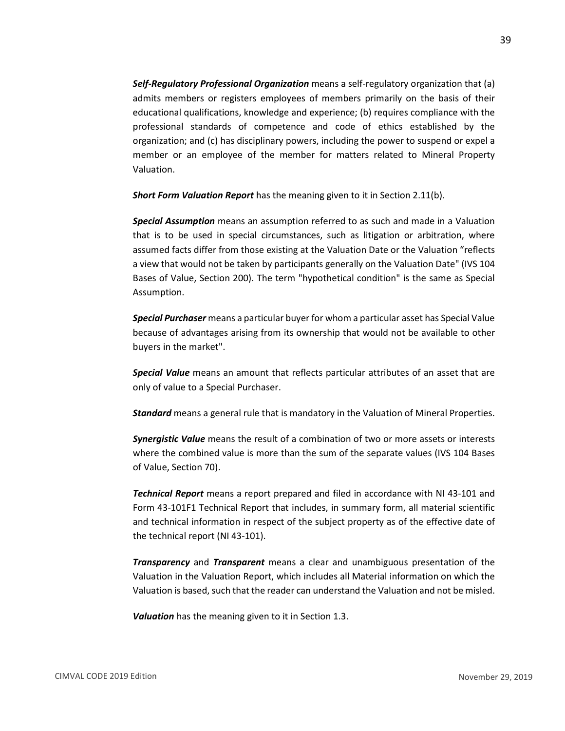***Self-Regulatory Professional Organization*** means a self-regulatory organization that (a) admits members or registers employees of members primarily on the basis of their educational qualifications, knowledge and experience; (b) requires compliance with the professional standards of competence and code of ethics established by the organization; and (c) has disciplinary powers, including the power to suspend or expel a member or an employee of the member for matters related to Mineral Property Valuation.

***Short Form Valuation Report*** has the meaning given to it in Section 2.11(b).

***Special Assumption*** means an assumption referred to as such and made in a Valuation that is to be used in special circumstances, such as litigation or arbitration, where assumed facts differ from those existing at the Valuation Date or the Valuation "reflects a view that would not be taken by participants generally on the Valuation Date" (IVS 104 Bases of Value, Section 200). The term "hypothetical condition" is the same as Special Assumption.

***Special Purchaser*** means a particular buyer for whom a particular asset has Special Value because of advantages arising from its ownership that would not be available to other buyers in the market".

***Special Value*** means an amount that reflects particular attributes of an asset that are only of value to a Special Purchaser.

***Standard*** means a general rule that is mandatory in the Valuation of Mineral Properties.

***Synergistic Value*** means the result of a combination of two or more assets or interests where the combined value is more than the sum of the separate values (IVS 104 Bases of Value, Section 70).

***Technical Report*** means a report prepared and filed in accordance with NI 43-101 and Form 43-101F1 Technical Report that includes, in summary form, all material scientific and technical information in respect of the subject property as of the effective date of the technical report (NI 43-101).

***Transparency*** and ***Transparent*** means a clear and unambiguous presentation of the Valuation in the Valuation Report, which includes all Material information on which the Valuation is based, such that the reader can understand the Valuation and not be misled.

***Valuation*** has the meaning given to it in Section 1.3.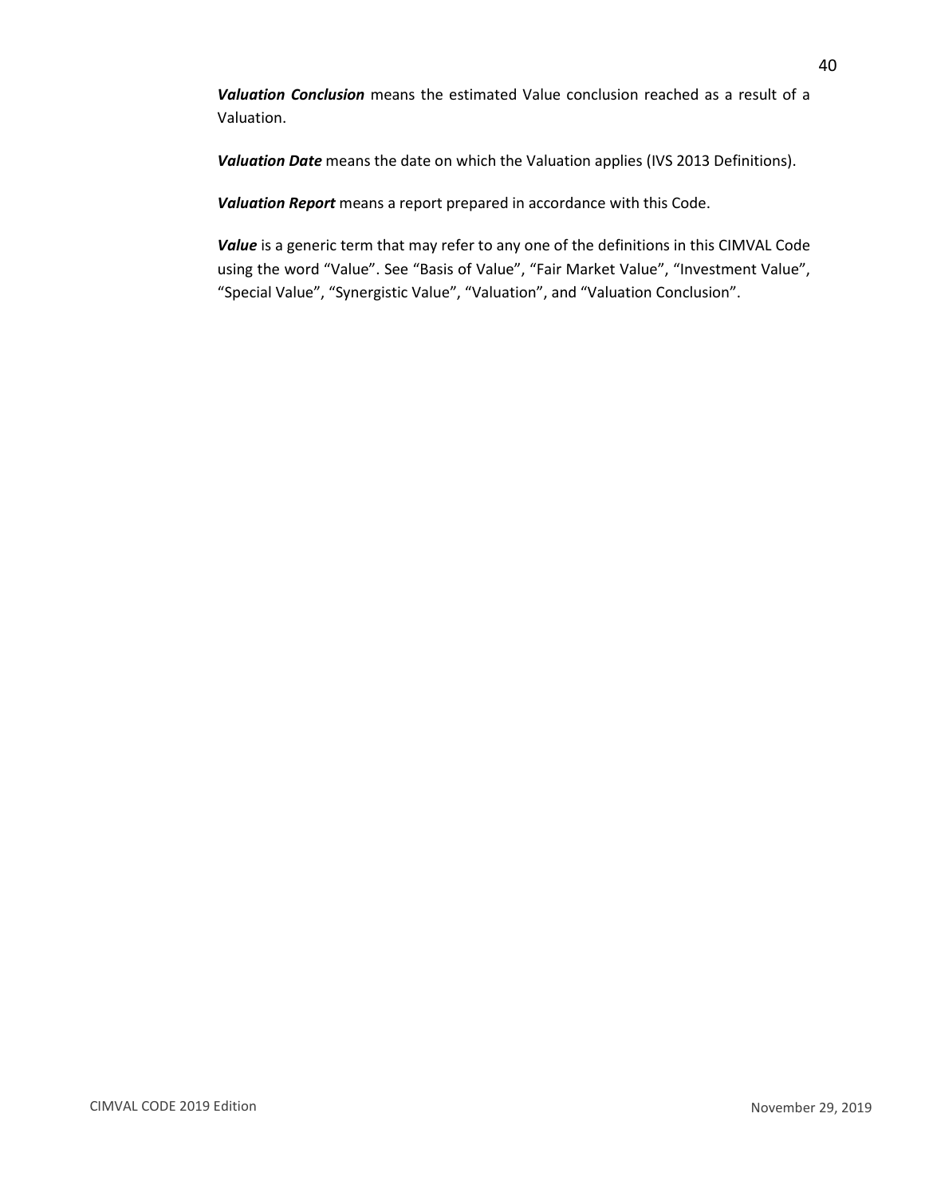***Valuation Conclusion*** means the estimated Value conclusion reached as a result of a Valuation.

***Valuation Date*** means the date on which the Valuation applies (IVS 2013 Definitions).

***Valuation Report*** means a report prepared in accordance with this Code.

***Value*** is a generic term that may refer to any one of the definitions in this CIMVAL Code using the word "Value". See "Basis of Value", "Fair Market Value", "Investment Value", "Special Value", "Synergistic Value", "Valuation", and "Valuation Conclusion".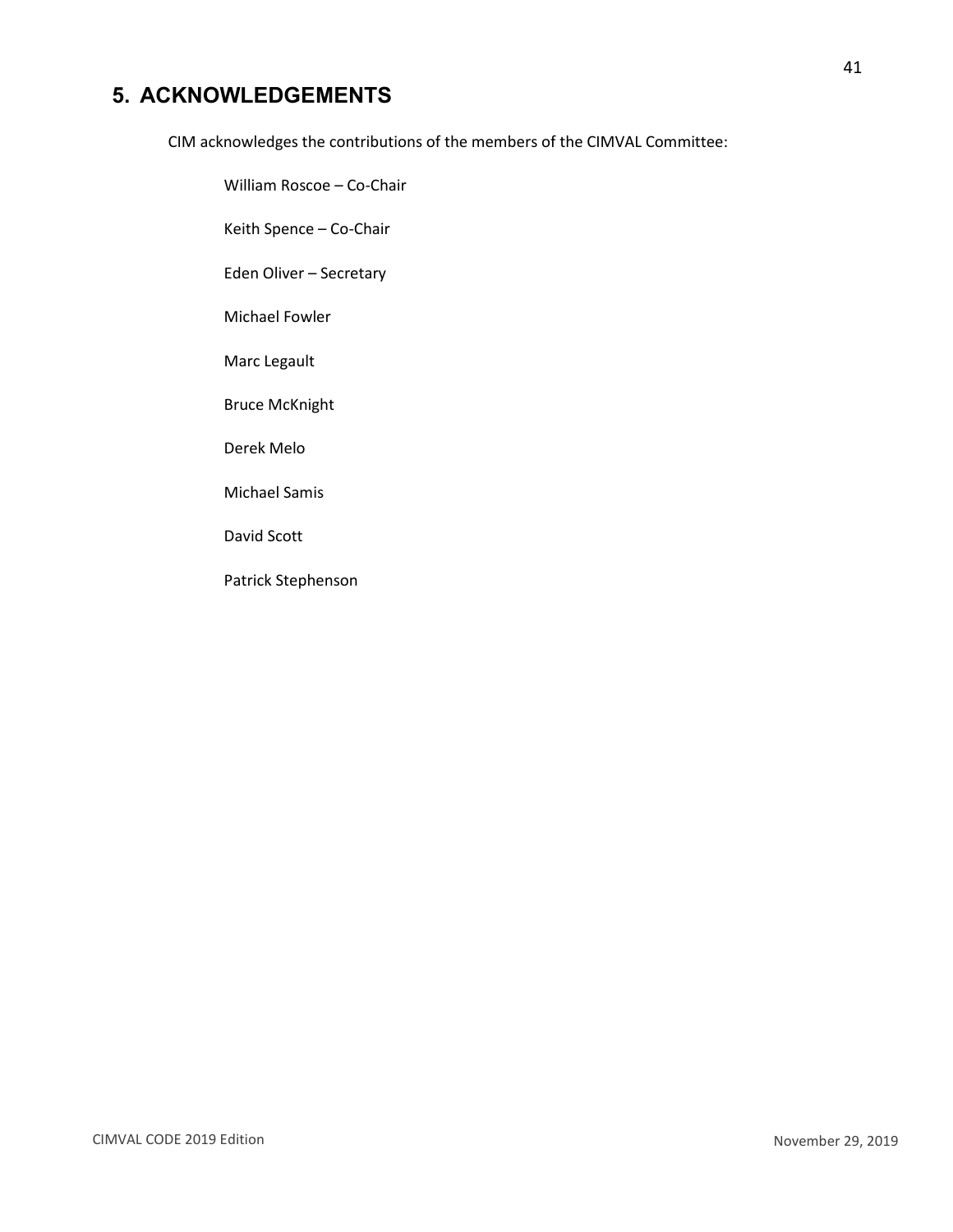## 5. ACKNOWLEDGEMENTS

CIM acknowledges the contributions of the members of the CIMVAL Committee:

William Roscoe – Co-Chair

Keith Spence – Co-Chair

Eden Oliver – Secretary

Michael Fowler

Marc Legault

Bruce McKnight

Derek Melo

Michael Samis

David Scott

Patrick Stephenson